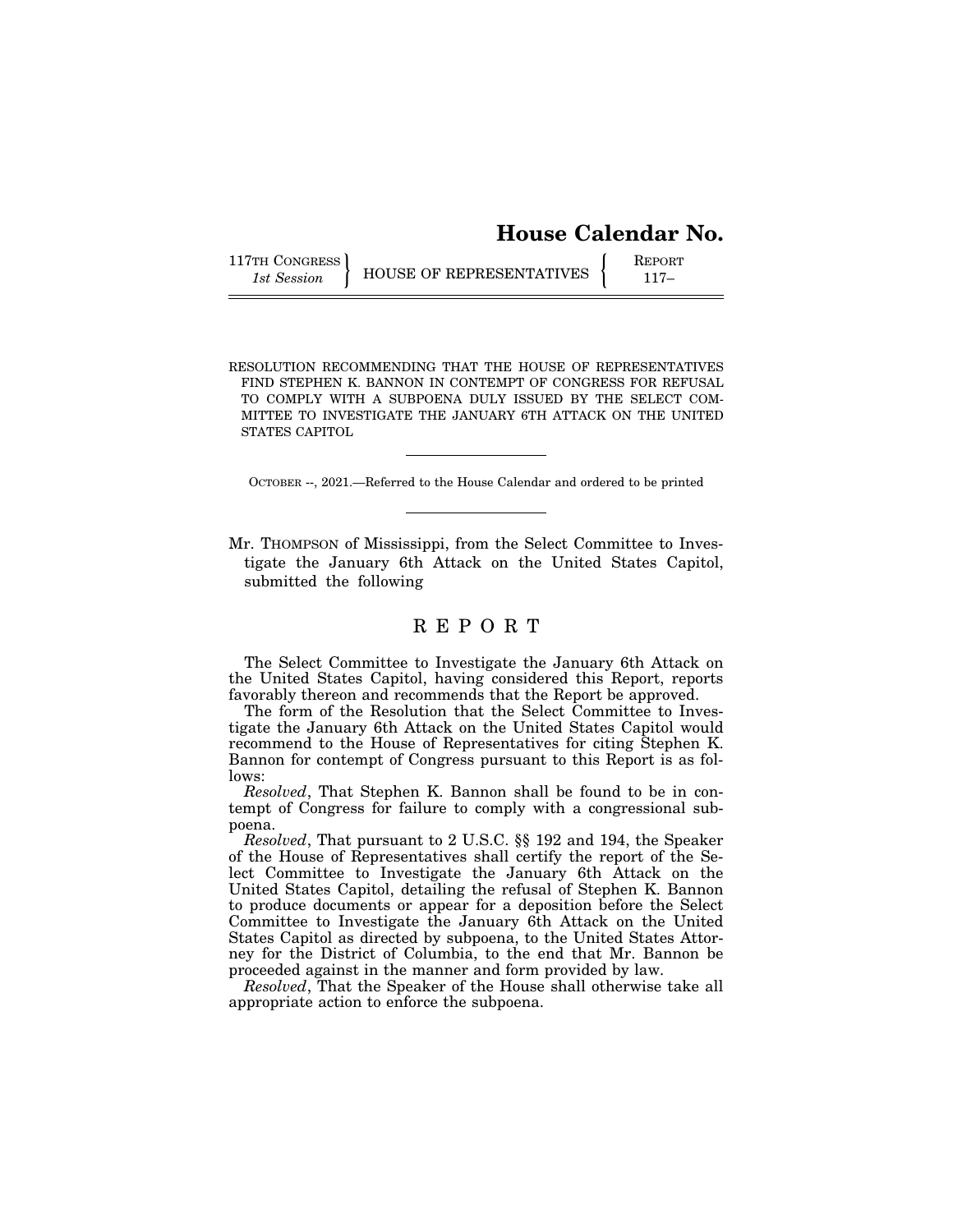# House Calendar No.

117TH CONGRESS
*1st Session*

HOUSE OF REPRESENTATIVES

REPORT
117–

RESOLUTION RECOMMENDING THAT THE HOUSE OF REPRESENTATIVES FIND STEPHEN K. BANNON IN CONTEMPT OF CONGRESS FOR REFUSAL TO COMPLY WITH A SUBPOENA DULY ISSUED BY THE SELECT COMMITTEE TO INVESTIGATE THE JANUARY 6TH ATTACK ON THE UNITED STATES CAPITOL

---

OCTOBER --, 2021.—Referred to the House Calendar and ordered to be printed

---

Mr. THOMPSON of Mississippi, from the Select Committee to Investigate the January 6th Attack on the United States Capitol, submitted the following

## R E P O R T

The Select Committee to Investigate the January 6th Attack on the United States Capitol, having considered this Report, reports favorably thereon and recommends that the Report be approved.

The form of the Resolution that the Select Committee to Investigate the January 6th Attack on the United States Capitol would recommend to the House of Representatives for citing Stephen K. Bannon for contempt of Congress pursuant to this Report is as follows:

*Resolved*, That Stephen K. Bannon shall be found to be in contempt of Congress for failure to comply with a congressional subpoena.

*Resolved*, That pursuant to 2 U.S.C. §§ 192 and 194, the Speaker of the House of Representatives shall certify the report of the Select Committee to Investigate the January 6th Attack on the United States Capitol, detailing the refusal of Stephen K. Bannon to produce documents or appear for a deposition before the Select Committee to Investigate the January 6th Attack on the United States Capitol as directed by subpoena, to the United States Attorney for the District of Columbia, to the end that Mr. Bannon be proceeded against in the manner and form provided by law.

*Resolved*, That the Speaker of the House shall otherwise take all appropriate action to enforce the subpoena.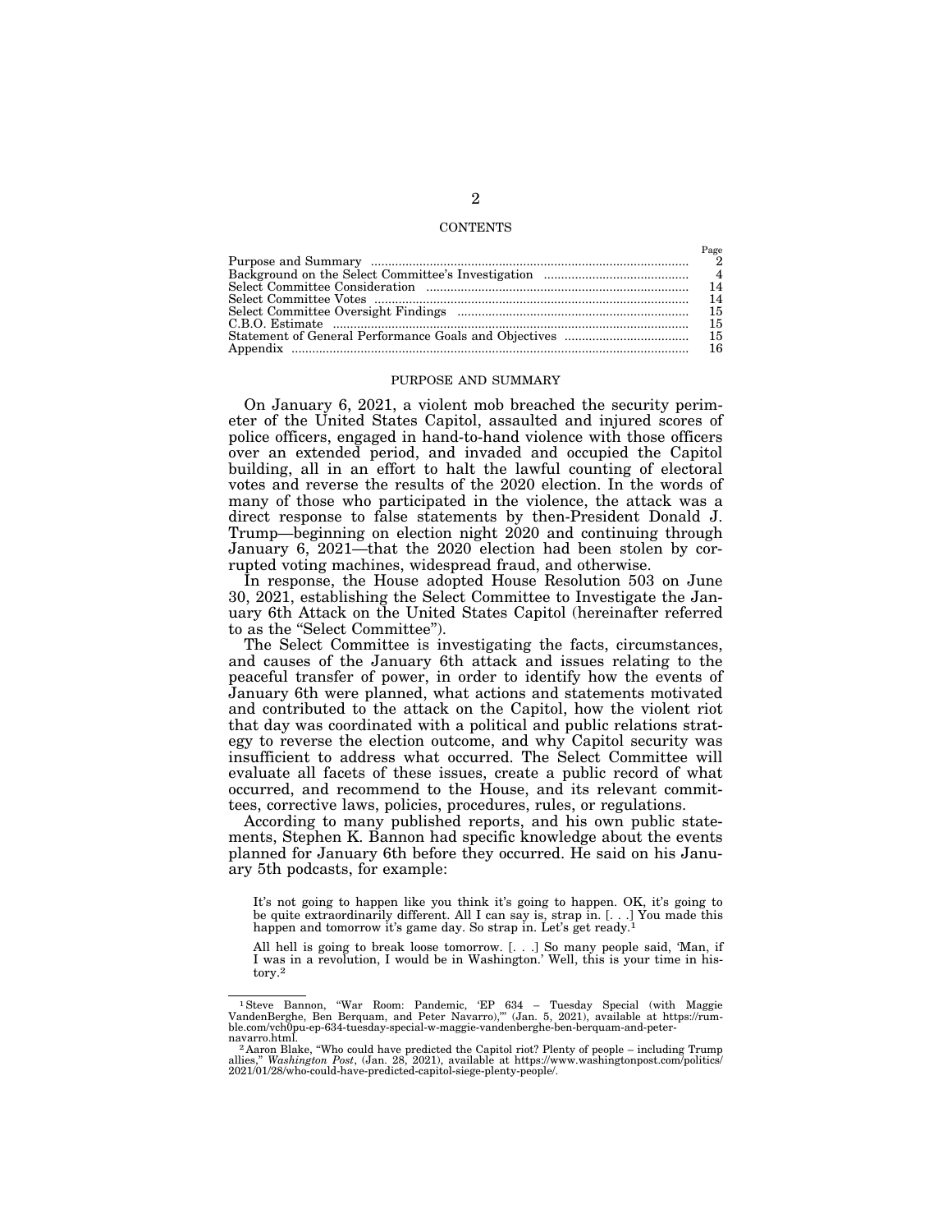## CONTENTS

| | Page |
|---|---|
| Purpose and Summary | 2 |
| Background on the Select Committee's Investigation | 4 |
| Select Committee Consideration | 14 |
| Select Committee Votes | 14 |
| Select Committee Oversight Findings | 15 |
| C.B.O. Estimate | 15 |
| Statement of General Performance Goals and Objectives | 15 |
| Appendix | 16 |

## PURPOSE AND SUMMARY

On January 6, 2021, a violent mob breached the security perimeter of the United States Capitol, assaulted and injured scores of police officers, engaged in hand-to-hand violence with those officers over an extended period, and invaded and occupied the Capitol building, all in an effort to halt the lawful counting of electoral votes and reverse the results of the 2020 election. In the words of many of those who participated in the violence, the attack was a direct response to false statements by then-President Donald J. Trump—beginning on election night 2020 and continuing through January 6, 2021—that the 2020 election had been stolen by corrupted voting machines, widespread fraud, and otherwise.

In response, the House adopted House Resolution 503 on June 30, 2021, establishing the Select Committee to Investigate the January 6th Attack on the United States Capitol (hereinafter referred to as the "Select Committee").

The Select Committee is investigating the facts, circumstances, and causes of the January 6th attack and issues relating to the peaceful transfer of power, in order to identify how the events of January 6th were planned, what actions and statements motivated and contributed to the attack on the Capitol, how the violent riot that day was coordinated with a political and public relations strategy to reverse the election outcome, and why Capitol security was insufficient to address what occurred. The Select Committee will evaluate all facets of these issues, create a public record of what occurred, and recommend to the House, and its relevant committees, corrective laws, policies, procedures, rules, or regulations.

According to many published reports, and his own public statements, Stephen K. Bannon had specific knowledge about the events planned for January 6th before they occurred. He said on his January 5th podcasts, for example:

> It's not going to happen like you think it's going to happen. OK, it's going to be quite extraordinarily different. All I can say is, strap in. [. . .] You made this happen and tomorrow it's game day. So strap in. Let's get ready.[1]
>
> All hell is going to break loose tomorrow. [. . .] So many people said, 'Man, if I was in a revolution, I would be in Washington.' Well, this is your time in history.[2]

[1] Steve Bannon, "War Room: Pandemic, 'EP 634 – Tuesday Special (with Maggie VandenBerghe, Ben Berquam, and Peter Navarro),'" (Jan. 5, 2021), available at https://rumble.com/vch0pu-ep-634-tuesday-special-w-maggie-vandenberghe-ben-berquam-and-peter-navarro.html.

[2] Aaron Blake, "Who could have predicted the Capitol riot? Plenty of people – including Trump allies," *Washington Post*, (Jan. 28, 2021), available at https://www.washingtonpost.com/politics/2021/01/28/who-could-have-predicted-capitol-siege-plenty-people/.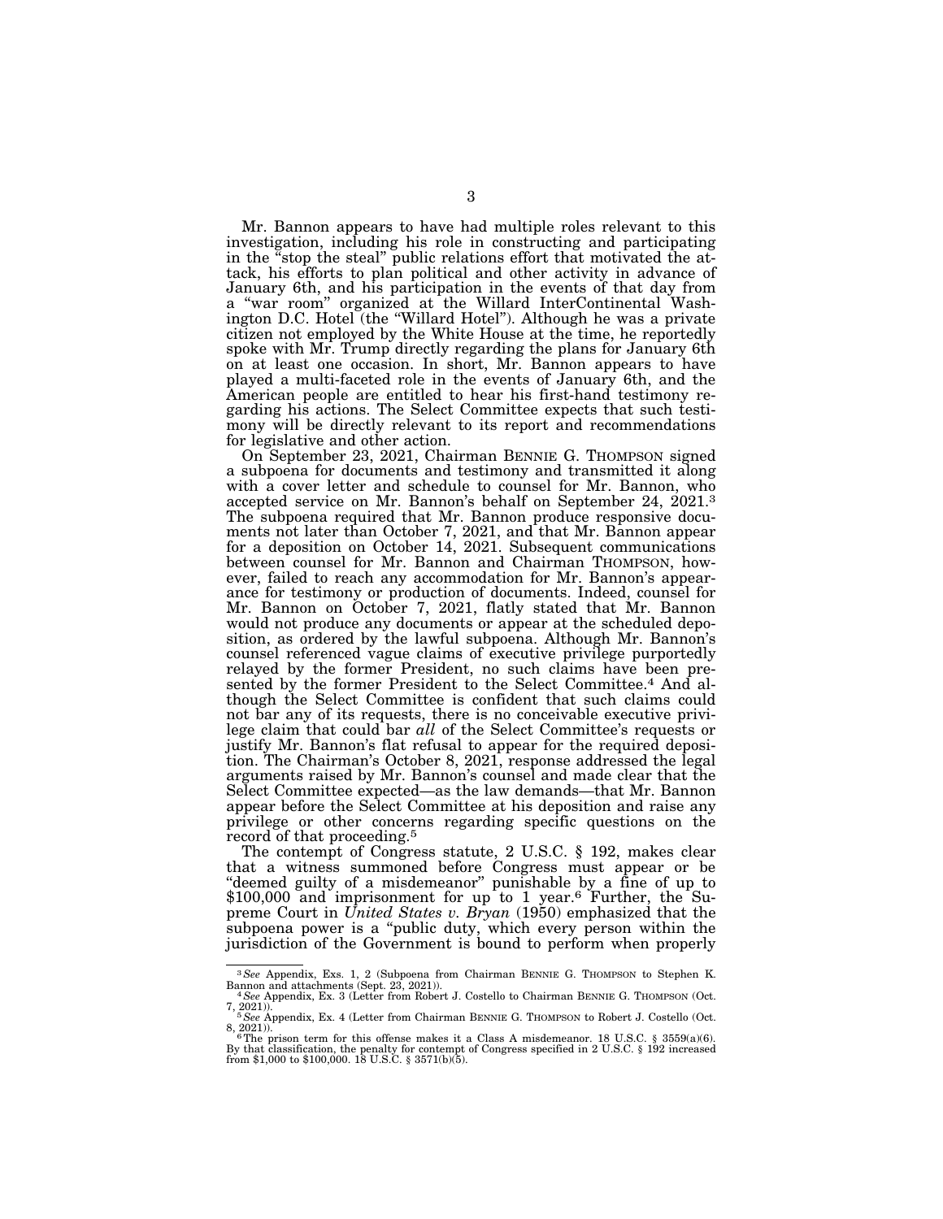Mr. Bannon appears to have had multiple roles relevant to this investigation, including his role in constructing and participating in the "stop the steal" public relations effort that motivated the attack, his efforts to plan political and other activity in advance of January 6th, and his participation in the events of that day from a "war room" organized at the Willard InterContinental Washington D.C. Hotel (the "Willard Hotel"). Although he was a private citizen not employed by the White House at the time, he reportedly spoke with Mr. Trump directly regarding the plans for January 6th on at least one occasion. In short, Mr. Bannon appears to have played a multi-faceted role in the events of January 6th, and the American people are entitled to hear his first-hand testimony regarding his actions. The Select Committee expects that such testimony will be directly relevant to its report and recommendations for legislative and other action.

On September 23, 2021, Chairman BENNIE G. THOMPSON signed a subpoena for documents and testimony and transmitted it along with a cover letter and schedule to counsel for Mr. Bannon, who accepted service on Mr. Bannon's behalf on September 24, 2021.[3] The subpoena required that Mr. Bannon produce responsive documents not later than October 7, 2021, and that Mr. Bannon appear for a deposition on October 14, 2021. Subsequent communications between counsel for Mr. Bannon and Chairman THOMPSON, however, failed to reach any accommodation for Mr. Bannon's appearance for testimony or production of documents. Indeed, counsel for Mr. Bannon on October 7, 2021, flatly stated that Mr. Bannon would not produce any documents or appear at the scheduled deposition, as ordered by the lawful subpoena. Although Mr. Bannon's counsel referenced vague claims of executive privilege purportedly relayed by the former President, no such claims have been presented by the former President to the Select Committee.[4] And although the Select Committee is confident that such claims could not bar any of its requests, there is no conceivable executive privilege claim that could bar *all* of the Select Committee's requests or justify Mr. Bannon's flat refusal to appear for the required deposition. The Chairman's October 8, 2021, response addressed the legal arguments raised by Mr. Bannon's counsel and made clear that the Select Committee expected—as the law demands—that Mr. Bannon appear before the Select Committee at his deposition and raise any privilege or other concerns regarding specific questions on the record of that proceeding.[5]

The contempt of Congress statute, 2 U.S.C. § 192, makes clear that a witness summoned before Congress must appear or be "deemed guilty of a misdemeanor" punishable by a fine of up to $100,000 and imprisonment for up to 1 year.[6] Further, the Supreme Court in *United States v. Bryan* (1950) emphasized that the subpoena power is a "public duty, which every person within the jurisdiction of the Government is bound to perform when properly

---

[3] *See* Appendix, Exs. 1, 2 (Subpoena from Chairman BENNIE G. THOMPSON to Stephen K. Bannon and attachments (Sept. 23, 2021)).

[4] *See* Appendix, Ex. 3 (Letter from Robert J. Costello to Chairman BENNIE G. THOMPSON (Oct. 7, 2021)).

[5] *See* Appendix, Ex. 4 (Letter from Chairman BENNIE G. THOMPSON to Robert J. Costello (Oct. 8, 2021)).

[6] The prison term for this offense makes it a Class A misdemeanor. 18 U.S.C. § 3559(a)(6). By that classification, the penalty for contempt of Congress specified in 2 U.S.C. § 192 increased from $1,000 to $100,000. 18 U.S.C. § 3571(b)(5).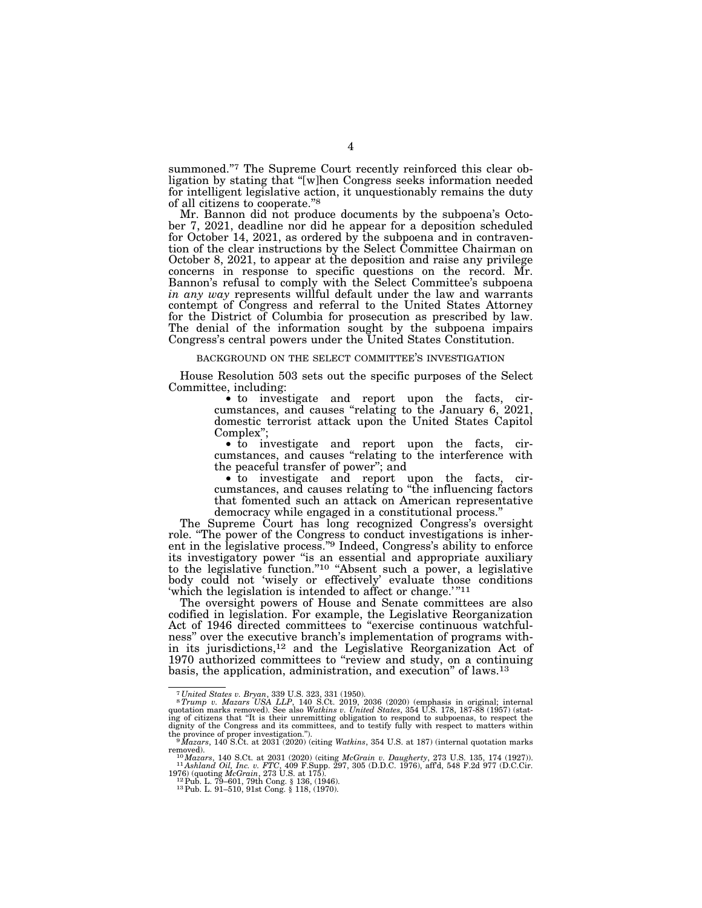summoned."[7] The Supreme Court recently reinforced this clear obligation by stating that "[w]hen Congress seeks information needed for intelligent legislative action, it unquestionably remains the duty of all citizens to cooperate."[8]

Mr. Bannon did not produce documents by the subpoena's October 7, 2021, deadline nor did he appear for a deposition scheduled for October 14, 2021, as ordered by the subpoena and in contravention of the clear instructions by the Select Committee Chairman on October 8, 2021, to appear at the deposition and raise any privilege concerns in response to specific questions on the record. Mr. Bannon's refusal to comply with the Select Committee's subpoena *in any way* represents willful default under the law and warrants contempt of Congress and referral to the United States Attorney for the District of Columbia for prosecution as prescribed by law. The denial of the information sought by the subpoena impairs Congress's central powers under the United States Constitution.

## BACKGROUND ON THE SELECT COMMITTEE'S INVESTIGATION

House Resolution 503 sets out the specific purposes of the Select Committee, including:

- to investigate and report upon the facts, circumstances, and causes "relating to the January 6, 2021, domestic terrorist attack upon the United States Capitol Complex";
- to investigate and report upon the facts, circumstances, and causes "relating to the interference with the peaceful transfer of power"; and
- to investigate and report upon the facts, circumstances, and causes relating to "the influencing factors that fomented such an attack on American representative democracy while engaged in a constitutional process."

The Supreme Court has long recognized Congress's oversight role. "The power of the Congress to conduct investigations is inherent in the legislative process."[9] Indeed, Congress's ability to enforce its investigatory power "is an essential and appropriate auxiliary to the legislative function."[10] "Absent such a power, a legislative body could not 'wisely or effectively' evaluate those conditions 'which the legislation is intended to affect or change.'"[11]

The oversight powers of House and Senate committees are also codified in legislation. For example, the Legislative Reorganization Act of 1946 directed committees to "exercise continuous watchfulness" over the executive branch's implementation of programs within its jurisdictions,[12] and the Legislative Reorganization Act of 1970 authorized committees to "review and study, on a continuing basis, the application, administration, and execution" of laws.[13]

---

[7] *United States v. Bryan*, 339 U.S. 323, 331 (1950).

[8] *Trump v. Mazars USA LLP*, 140 S.Ct. 2019, 2036 (2020) (emphasis in original; internal quotation marks removed). See also *Watkins v. United States*, 354 U.S. 178, 187-88 (1957) (stating of citizens that "It is their unremitting obligation to respond to subpoenas, to respect the dignity of the Congress and its committees, and to testify fully with respect to matters within the province of proper investigation.").

[9] *Mazars*, 140 S.Ct. at 2031 (2020) (citing *Watkins*, 354 U.S. at 187) (internal quotation marks removed).

[10] *Mazars*, 140 S.Ct. at 2031 (2020) (citing *McGrain v. Daugherty*, 273 U.S. 135, 174 (1927)).

[11] *Ashland Oil, Inc. v. FTC*, 409 F.Supp. 297, 305 (D.D.C. 1976), aff'd, 548 F.2d 977 (D.C.Cir. 1976) (quoting *McGrain*, 273 U.S. at 175).

[12] Pub. L. 79–601, 79th Cong. § 136, (1946).

[13] Pub. L. 91–510, 91st Cong. § 118, (1970).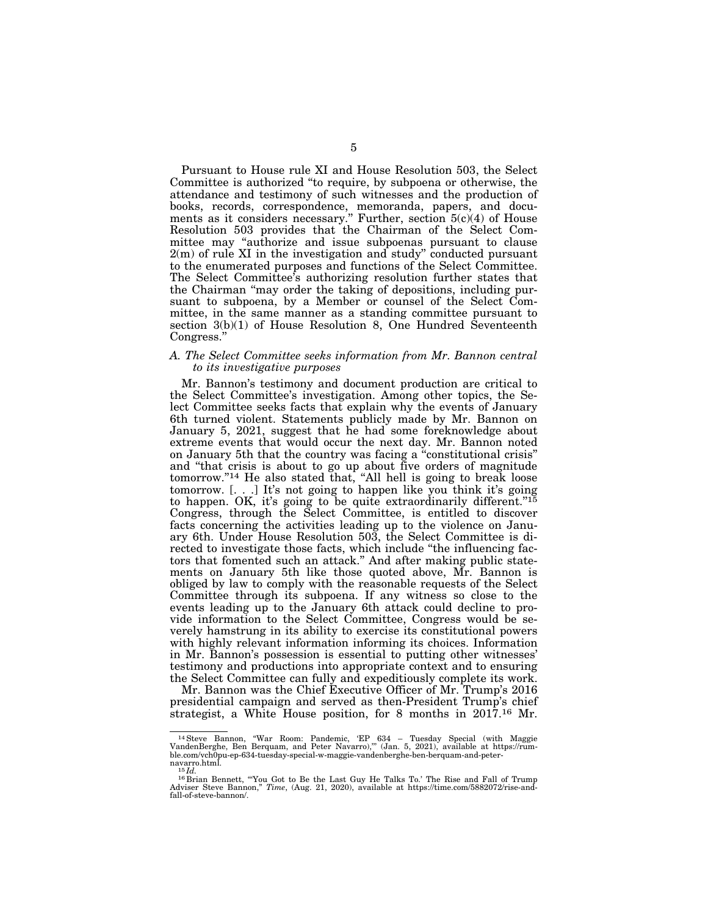Pursuant to House rule XI and House Resolution 503, the Select Committee is authorized "to require, by subpoena or otherwise, the attendance and testimony of such witnesses and the production of books, records, correspondence, memoranda, papers, and documents as it considers necessary." Further, section 5(c)(4) of House Resolution 503 provides that the Chairman of the Select Committee may "authorize and issue subpoenas pursuant to clause 2(m) of rule XI in the investigation and study" conducted pursuant to the enumerated purposes and functions of the Select Committee. The Select Committee's authorizing resolution further states that the Chairman "may order the taking of depositions, including pursuant to subpoena, by a Member or counsel of the Select Committee, in the same manner as a standing committee pursuant to section 3(b)(1) of House Resolution 8, One Hundred Seventeenth Congress."

### *A. The Select Committee seeks information from Mr. Bannon central to its investigative purposes*

Mr. Bannon's testimony and document production are critical to the Select Committee's investigation. Among other topics, the Select Committee seeks facts that explain why the events of January 6th turned violent. Statements publicly made by Mr. Bannon on January 5, 2021, suggest that he had some foreknowledge about extreme events that would occur the next day. Mr. Bannon noted on January 5th that the country was facing a "constitutional crisis" and "that crisis is about to go up about five orders of magnitude tomorrow."[14] He also stated that, "All hell is going to break loose tomorrow. [. . .] It's not going to happen like you think it's going to happen. OK, it's going to be quite extraordinarily different."[15] Congress, through the Select Committee, is entitled to discover facts concerning the activities leading up to the violence on January 6th. Under House Resolution 503, the Select Committee is directed to investigate those facts, which include "the influencing factors that fomented such an attack." And after making public statements on January 5th like those quoted above, Mr. Bannon is obliged by law to comply with the reasonable requests of the Select Committee through its subpoena. If any witness so close to the events leading up to the January 6th attack could decline to provide information to the Select Committee, Congress would be severely hamstrung in its ability to exercise its constitutional powers with highly relevant information informing its choices. Information in Mr. Bannon's possession is essential to putting other witnesses' testimony and productions into appropriate context and to ensuring the Select Committee can fully and expeditiously complete its work.

Mr. Bannon was the Chief Executive Officer of Mr. Trump's 2016 presidential campaign and served as then-President Trump's chief strategist, a White House position, for 8 months in 2017.[16] Mr.

---

[14] Steve Bannon, "War Room: Pandemic, 'EP 634 – Tuesday Special (with Maggie VandenBerghe, Ben Berquam, and Peter Navarro),'" (Jan. 5, 2021), available at https://rumble.com/vch0pu-ep-634-tuesday-special-w-maggie-vandenberghe-ben-berquam-and-peter-navarro.html.

[15] *Id.*

[16] Brian Bennett, "'You Got to Be the Last Guy He Talks To.' The Rise and Fall of Trump Adviser Steve Bannon," *Time*, (Aug. 21, 2020), available at https://time.com/5882072/rise-and-fall-of-steve-bannon/.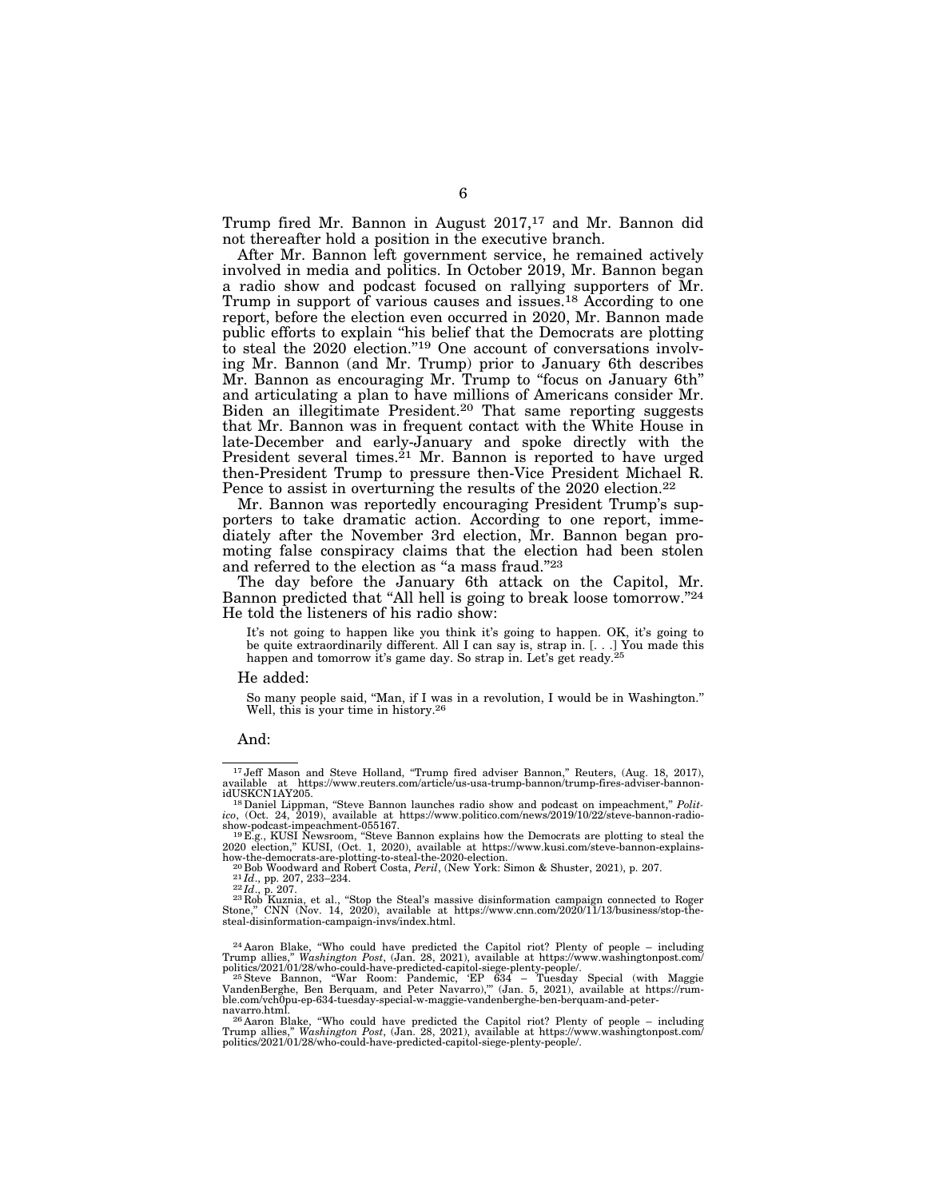Trump fired Mr. Bannon in August 2017,[17] and Mr. Bannon did not thereafter hold a position in the executive branch.

After Mr. Bannon left government service, he remained actively involved in media and politics. In October 2019, Mr. Bannon began a radio show and podcast focused on rallying supporters of Mr. Trump in support of various causes and issues.[18] According to one report, before the election even occurred in 2020, Mr. Bannon made public efforts to explain "his belief that the Democrats are plotting to steal the 2020 election."[19] One account of conversations involving Mr. Bannon (and Mr. Trump) prior to January 6th describes Mr. Bannon as encouraging Mr. Trump to "focus on January 6th" and articulating a plan to have millions of Americans consider Mr. Biden an illegitimate President.[20] That same reporting suggests that Mr. Bannon was in frequent contact with the White House in late-December and early-January and spoke directly with the President several times.[21] Mr. Bannon is reported to have urged then-President Trump to pressure then-Vice President Michael R. Pence to assist in overturning the results of the 2020 election.[22]

Mr. Bannon was reportedly encouraging President Trump's supporters to take dramatic action. According to one report, immediately after the November 3rd election, Mr. Bannon began promoting false conspiracy claims that the election had been stolen and referred to the election as "a mass fraud."[23]

The day before the January 6th attack on the Capitol, Mr. Bannon predicted that "All hell is going to break loose tomorrow."[24] He told the listeners of his radio show:

> It's not going to happen like you think it's going to happen. OK, it's going to be quite extraordinarily different. All I can say is, strap in. [. . .] You made this happen and tomorrow it's game day. So strap in. Let's get ready.[25]

He added:

> So many people said, "Man, if I was in a revolution, I would be in Washington." Well, this is your time in history.[26]

And:

---

[17] Jeff Mason and Steve Holland, "Trump fired adviser Bannon," Reuters, (Aug. 18, 2017), available at https://www.reuters.com/article/us-usa-trump-bannon/trump-fires-adviser-bannon-idUSKCN1AY205.

[18] Daniel Lippman, "Steve Bannon launches radio show and podcast on impeachment," *Politico*, (Oct. 24, 2019), available at https://www.politico.com/news/2019/10/22/steve-bannon-radio-show-podcast-impeachment-055167.

[19] E.g., KUSI Newsroom, "Steve Bannon explains how the Democrats are plotting to steal the 2020 election," KUSI, (Oct. 1, 2020), available at https://www.kusi.com/steve-bannon-explains-how-the-democrats-are-plotting-to-steal-the-2020-election.

[20] Bob Woodward and Robert Costa, *Peril*, (New York: Simon & Shuster, 2021), p. 207.

[21] *Id*., pp. 207, 233–234.

[22] *Id*., p. 207.

[23] Rob Kuznia, et al., "Stop the Steal's massive disinformation campaign connected to Roger Stone," CNN (Nov. 14, 2020), available at https://www.cnn.com/2020/11/13/business/stop-the-steal-disinformation-campaign-invs/index.html.

[24] Aaron Blake, "Who could have predicted the Capitol riot? Plenty of people – including Trump allies," *Washington Post*, (Jan. 28, 2021), available at https://www.washingtonpost.com/politics/2021/01/28/who-could-have-predicted-capitol-siege-plenty-people/.

[25] Steve Bannon, "War Room: Pandemic, 'EP 634 – Tuesday Special (with Maggie VandenBerghe, Ben Berquam, and Peter Navarro),'" (Jan. 5, 2021), available at https://rumble.com/vch0pu-ep-634-tuesday-special-w-maggie-vandenberghe-ben-berquam-and-peter-navarro.html.

[26] Aaron Blake, "Who could have predicted the Capitol riot? Plenty of people – including Trump allies," *Washington Post*, (Jan. 28, 2021), available at https://www.washingtonpost.com/politics/2021/01/28/who-could-have-predicted-capitol-siege-plenty-people/.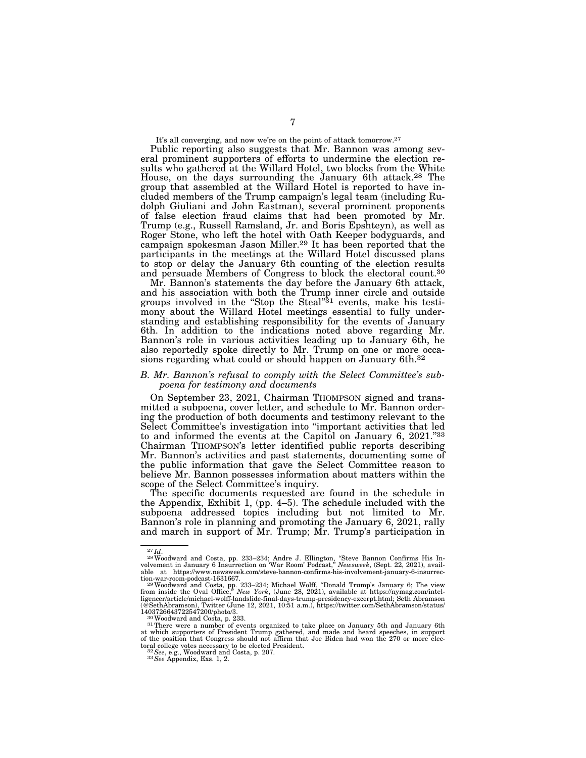It's all converging, and now we're on the point of attack tomorrow.[27]

Public reporting also suggests that Mr. Bannon was among several prominent supporters of efforts to undermine the election results who gathered at the Willard Hotel, two blocks from the White House, on the days surrounding the January 6th attack.[28] The group that assembled at the Willard Hotel is reported to have included members of the Trump campaign's legal team (including Rudolph Giuliani and John Eastman), several prominent proponents of false election fraud claims that had been promoted by Mr. Trump (e.g., Russell Ramsland, Jr. and Boris Epshteyn), as well as Roger Stone, who left the hotel with Oath Keeper bodyguards, and campaign spokesman Jason Miller.[29] It has been reported that the participants in the meetings at the Willard Hotel discussed plans to stop or delay the January 6th counting of the election results and persuade Members of Congress to block the electoral count.[30]

Mr. Bannon's statements the day before the January 6th attack, and his association with both the Trump inner circle and outside groups involved in the "Stop the Steal"[31] events, make his testimony about the Willard Hotel meetings essential to fully understanding and establishing responsibility for the events of January 6th. In addition to the indications noted above regarding Mr. Bannon's role in various activities leading up to January 6th, he also reportedly spoke directly to Mr. Trump on one or more occasions regarding what could or should happen on January 6th.[32]

### *B. Mr. Bannon's refusal to comply with the Select Committee's subpoena for testimony and documents*

On September 23, 2021, Chairman THOMPSON signed and transmitted a subpoena, cover letter, and schedule to Mr. Bannon ordering the production of both documents and testimony relevant to the Select Committee's investigation into "important activities that led to and informed the events at the Capitol on January 6, 2021."[33] Chairman THOMPSON's letter identified public reports describing Mr. Bannon's activities and past statements, documenting some of the public information that gave the Select Committee reason to believe Mr. Bannon possesses information about matters within the scope of the Select Committee's inquiry.

The specific documents requested are found in the schedule in the Appendix, Exhibit 1, (pp. 4–5). The schedule included with the subpoena addressed topics including but not limited to Mr. Bannon's role in planning and promoting the January 6, 2021, rally and march in support of Mr. Trump; Mr. Trump's participation in

---

[27] *Id.*

[28] Woodward and Costa, pp. 233–234; Andre J. Ellington, "Steve Bannon Confirms His Involvement in January 6 Insurrection on 'War Room' Podcast," *Newsweek*, (Sept. 22, 2021), available at https://www.newsweek.com/steve-bannon-confirms-his-involvement-january-6-insurrection-war-room-podcast-1631667.

[29] Woodward and Costa, pp. 233–234; Michael Wolff, "Donald Trump's January 6; The view from inside the Oval Office," *New York*, (June 28, 2021), available at https://nymag.com/intelligencer/article/michael-wolff-landslide-final-days-trump-presidency-excerpt.html; Seth Abramson (@SethAbramson), Twitter (June 12, 2021, 10:51 a.m.), https://twitter.com/SethAbramson/status/1403726643722547200/photo/3.

[30] Woodward and Costa, p. 233.

[31] There were a number of events organized to take place on January 5th and January 6th at which supporters of President Trump gathered, and made and heard speeches, in support of the position that Congress should not affirm that Joe Biden had won the 270 or more electoral college votes necessary to be elected President.

[32] *See*, e.g., Woodward and Costa, p. 207.

[33] *See* Appendix, Exs. 1, 2.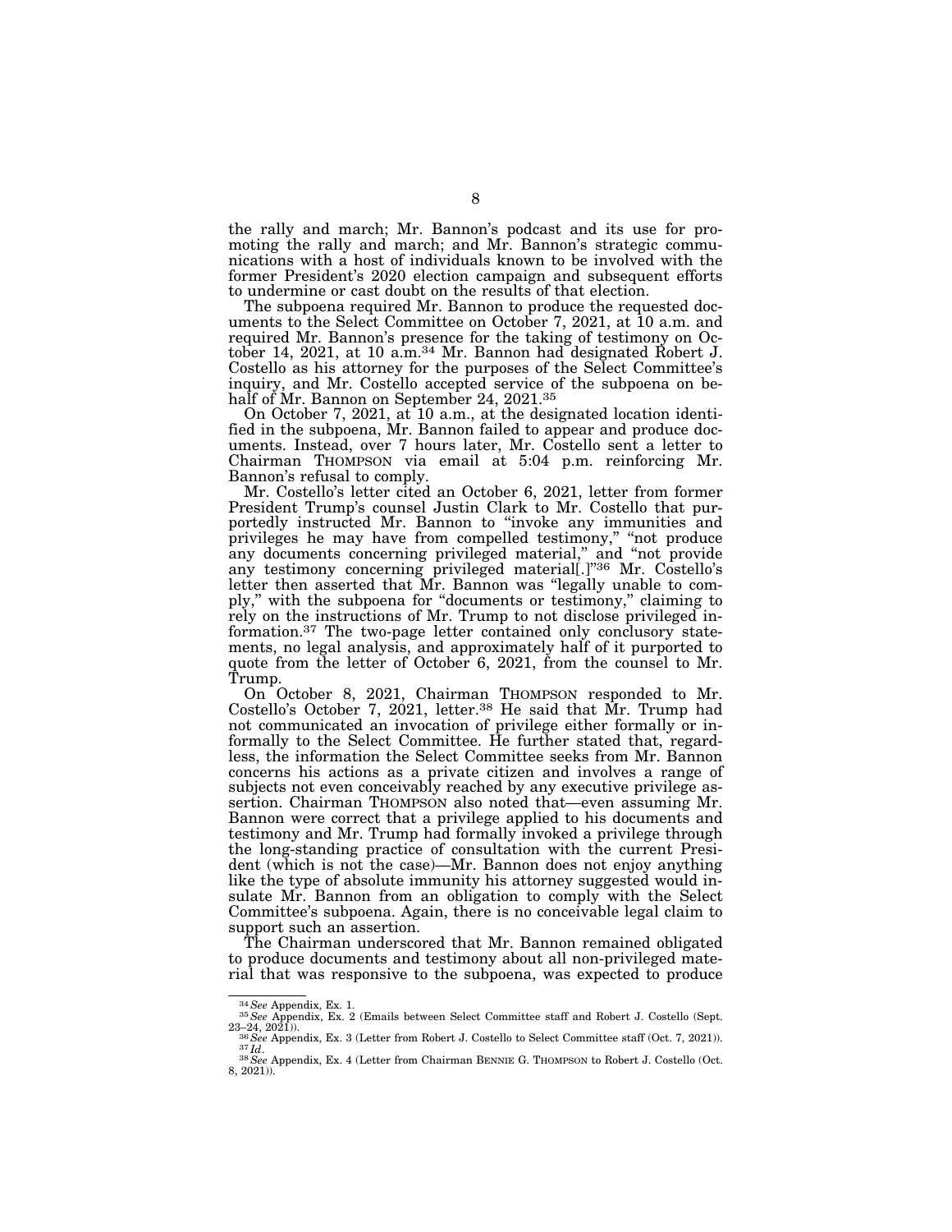the rally and march; Mr. Bannon's podcast and its use for promoting the rally and march; and Mr. Bannon's strategic communications with a host of individuals known to be involved with the former President's 2020 election campaign and subsequent efforts to undermine or cast doubt on the results of that election.

The subpoena required Mr. Bannon to produce the requested documents to the Select Committee on October 7, 2021, at 10 a.m. and required Mr. Bannon's presence for the taking of testimony on October 14, 2021, at 10 a.m.[34] Mr. Bannon had designated Robert J. Costello as his attorney for the purposes of the Select Committee's inquiry, and Mr. Costello accepted service of the subpoena on behalf of Mr. Bannon on September 24, 2021.[35]

On October 7, 2021, at 10 a.m., at the designated location identified in the subpoena, Mr. Bannon failed to appear and produce documents. Instead, over 7 hours later, Mr. Costello sent a letter to Chairman THOMPSON via email at 5:04 p.m. reinforcing Mr. Bannon's refusal to comply.

Mr. Costello's letter cited an October 6, 2021, letter from former President Trump's counsel Justin Clark to Mr. Costello that purportedly instructed Mr. Bannon to "invoke any immunities and privileges he may have from compelled testimony," "not produce any documents concerning privileged material," and "not provide any testimony concerning privileged material[.]"[36] Mr. Costello's letter then asserted that Mr. Bannon was "legally unable to comply," with the subpoena for "documents or testimony," claiming to rely on the instructions of Mr. Trump to not disclose privileged information.[37] The two-page letter contained only conclusory statements, no legal analysis, and approximately half of it purported to quote from the letter of October 6, 2021, from the counsel to Mr. Trump.

On October 8, 2021, Chairman THOMPSON responded to Mr. Costello's October 7, 2021, letter.[38] He said that Mr. Trump had not communicated an invocation of privilege either formally or informally to the Select Committee. He further stated that, regardless, the information the Select Committee seeks from Mr. Bannon concerns his actions as a private citizen and involves a range of subjects not even conceivably reached by any executive privilege assertion. Chairman THOMPSON also noted that—even assuming Mr. Bannon were correct that a privilege applied to his documents and testimony and Mr. Trump had formally invoked a privilege through the long-standing practice of consultation with the current President (which is not the case)—Mr. Bannon does not enjoy anything like the type of absolute immunity his attorney suggested would insulate Mr. Bannon from an obligation to comply with the Select Committee's subpoena. Again, there is no conceivable legal claim to support such an assertion.

The Chairman underscored that Mr. Bannon remained obligated to produce documents and testimony about all non-privileged material that was responsive to the subpoena, was expected to produce

---

[34] *See* Appendix, Ex. 1.

[35] *See* Appendix, Ex. 2 (Emails between Select Committee staff and Robert J. Costello (Sept. 23–24, 2021)).

[36] *See* Appendix, Ex. 3 (Letter from Robert J. Costello to Select Committee staff (Oct. 7, 2021)).

[37] *Id*.

[38] *See* Appendix, Ex. 4 (Letter from Chairman BENNIE G. THOMPSON to Robert J. Costello (Oct. 8, 2021)).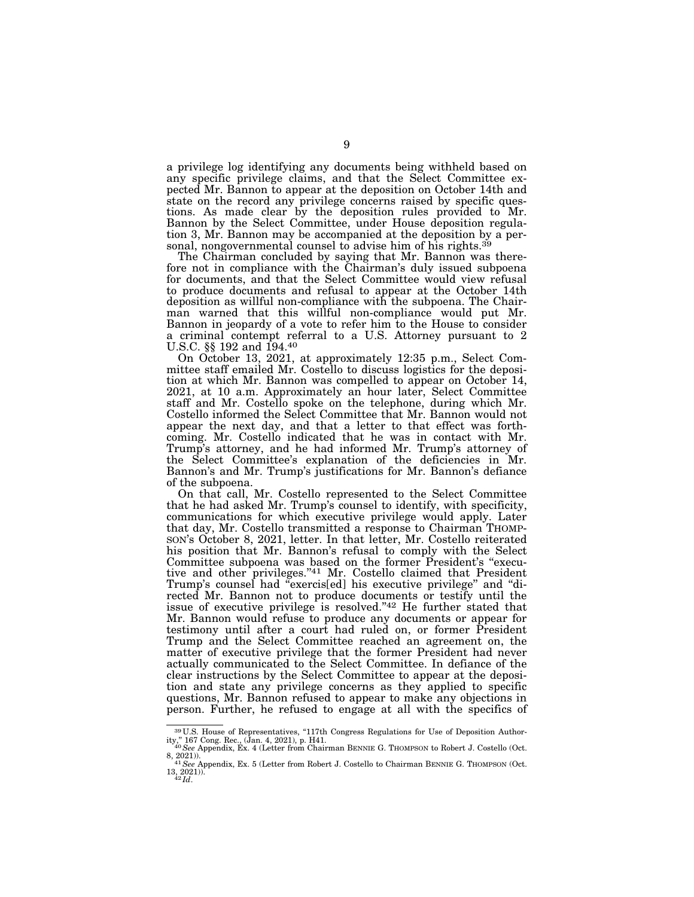a privilege log identifying any documents being withheld based on any specific privilege claims, and that the Select Committee expected Mr. Bannon to appear at the deposition on October 14th and state on the record any privilege concerns raised by specific questions. As made clear by the deposition rules provided to Mr. Bannon by the Select Committee, under House deposition regulation 3, Mr. Bannon may be accompanied at the deposition by a personal, nongovernmental counsel to advise him of his rights.[39]

The Chairman concluded by saying that Mr. Bannon was therefore not in compliance with the Chairman's duly issued subpoena for documents, and that the Select Committee would view refusal to produce documents and refusal to appear at the October 14th deposition as willful non-compliance with the subpoena. The Chairman warned that this willful non-compliance would put Mr. Bannon in jeopardy of a vote to refer him to the House to consider a criminal contempt referral to a U.S. Attorney pursuant to 2 U.S.C. §§ 192 and 194.[40]

On October 13, 2021, at approximately 12:35 p.m., Select Committee staff emailed Mr. Costello to discuss logistics for the deposition at which Mr. Bannon was compelled to appear on October 14, 2021, at 10 a.m. Approximately an hour later, Select Committee staff and Mr. Costello spoke on the telephone, during which Mr. Costello informed the Select Committee that Mr. Bannon would not appear the next day, and that a letter to that effect was forthcoming. Mr. Costello indicated that he was in contact with Mr. Trump's attorney, and he had informed Mr. Trump's attorney of the Select Committee's explanation of the deficiencies in Mr. Bannon's and Mr. Trump's justifications for Mr. Bannon's defiance of the subpoena.

On that call, Mr. Costello represented to the Select Committee that he had asked Mr. Trump's counsel to identify, with specificity, communications for which executive privilege would apply. Later that day, Mr. Costello transmitted a response to Chairman THOMPSON's October 8, 2021, letter. In that letter, Mr. Costello reiterated his position that Mr. Bannon's refusal to comply with the Select Committee subpoena was based on the former President's "executive and other privileges."[41] Mr. Costello claimed that President Trump's counsel had "exercis[ed] his executive privilege" and "directed Mr. Bannon not to produce documents or testify until the issue of executive privilege is resolved."[42] He further stated that Mr. Bannon would refuse to produce any documents or appear for testimony until after a court had ruled on, or former President Trump and the Select Committee reached an agreement on, the matter of executive privilege that the former President had never actually communicated to the Select Committee. In defiance of the clear instructions by the Select Committee to appear at the deposition and state any privilege concerns as they applied to specific questions, Mr. Bannon refused to appear to make any objections in person. Further, he refused to engage at all with the specifics of

---

[39] U.S. House of Representatives, "117th Congress Regulations for Use of Deposition Authority," 167 Cong. Rec., (Jan. 4, 2021), p. H41.

[40] *See* Appendix, Ex. 4 (Letter from Chairman BENNIE G. THOMPSON to Robert J. Costello (Oct. 8, 2021)).

[41] *See* Appendix, Ex. 5 (Letter from Robert J. Costello to Chairman BENNIE G. THOMPSON (Oct. 13, 2021)).

[42] *Id*.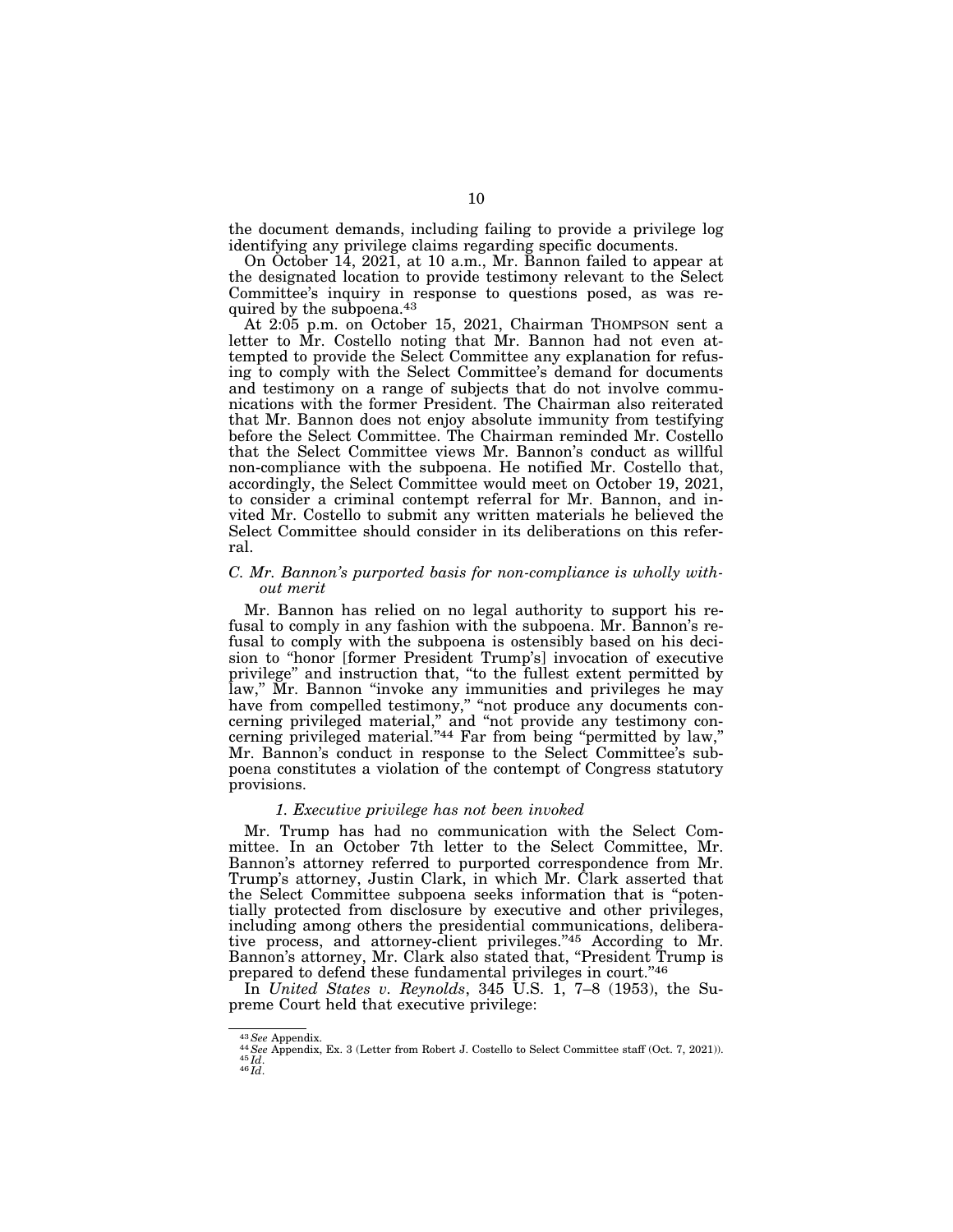the document demands, including failing to provide a privilege log identifying any privilege claims regarding specific documents.

On October 14, 2021, at 10 a.m., Mr. Bannon failed to appear at the designated location to provide testimony relevant to the Select Committee's inquiry in response to questions posed, as was required by the subpoena.[43]

At 2:05 p.m. on October 15, 2021, Chairman THOMPSON sent a letter to Mr. Costello noting that Mr. Bannon had not even attempted to provide the Select Committee any explanation for refusing to comply with the Select Committee's demand for documents and testimony on a range of subjects that do not involve communications with the former President. The Chairman also reiterated that Mr. Bannon does not enjoy absolute immunity from testifying before the Select Committee. The Chairman reminded Mr. Costello that the Select Committee views Mr. Bannon's conduct as willful non-compliance with the subpoena. He notified Mr. Costello that, accordingly, the Select Committee would meet on October 19, 2021, to consider a criminal contempt referral for Mr. Bannon, and invited Mr. Costello to submit any written materials he believed the Select Committee should consider in its deliberations on this referral.

### *C. Mr. Bannon's purported basis for non-compliance is wholly without merit*

Mr. Bannon has relied on no legal authority to support his refusal to comply in any fashion with the subpoena. Mr. Bannon's refusal to comply with the subpoena is ostensibly based on his decision to "honor [former President Trump's] invocation of executive privilege" and instruction that, "to the fullest extent permitted by law," Mr. Bannon "invoke any immunities and privileges he may have from compelled testimony," "not produce any documents concerning privileged material," and "not provide any testimony concerning privileged material."[44] Far from being "permitted by law," Mr. Bannon's conduct in response to the Select Committee's subpoena constitutes a violation of the contempt of Congress statutory provisions.

#### *1. Executive privilege has not been invoked*

Mr. Trump has had no communication with the Select Committee. In an October 7th letter to the Select Committee, Mr. Bannon's attorney referred to purported correspondence from Mr. Trump's attorney, Justin Clark, in which Mr. Clark asserted that the Select Committee subpoena seeks information that is "potentially protected from disclosure by executive and other privileges, including among others the presidential communications, deliberative process, and attorney-client privileges."[45] According to Mr. Bannon's attorney, Mr. Clark also stated that, "President Trump is prepared to defend these fundamental privileges in court."[46]

In *United States v. Reynolds*, 345 U.S. 1, 7–8 (1953), the Supreme Court held that executive privilege:

---

[43] *See* Appendix.

[44] *See* Appendix, Ex. 3 (Letter from Robert J. Costello to Select Committee staff (Oct. 7, 2021)).

[45] *Id*.

[46] *Id*.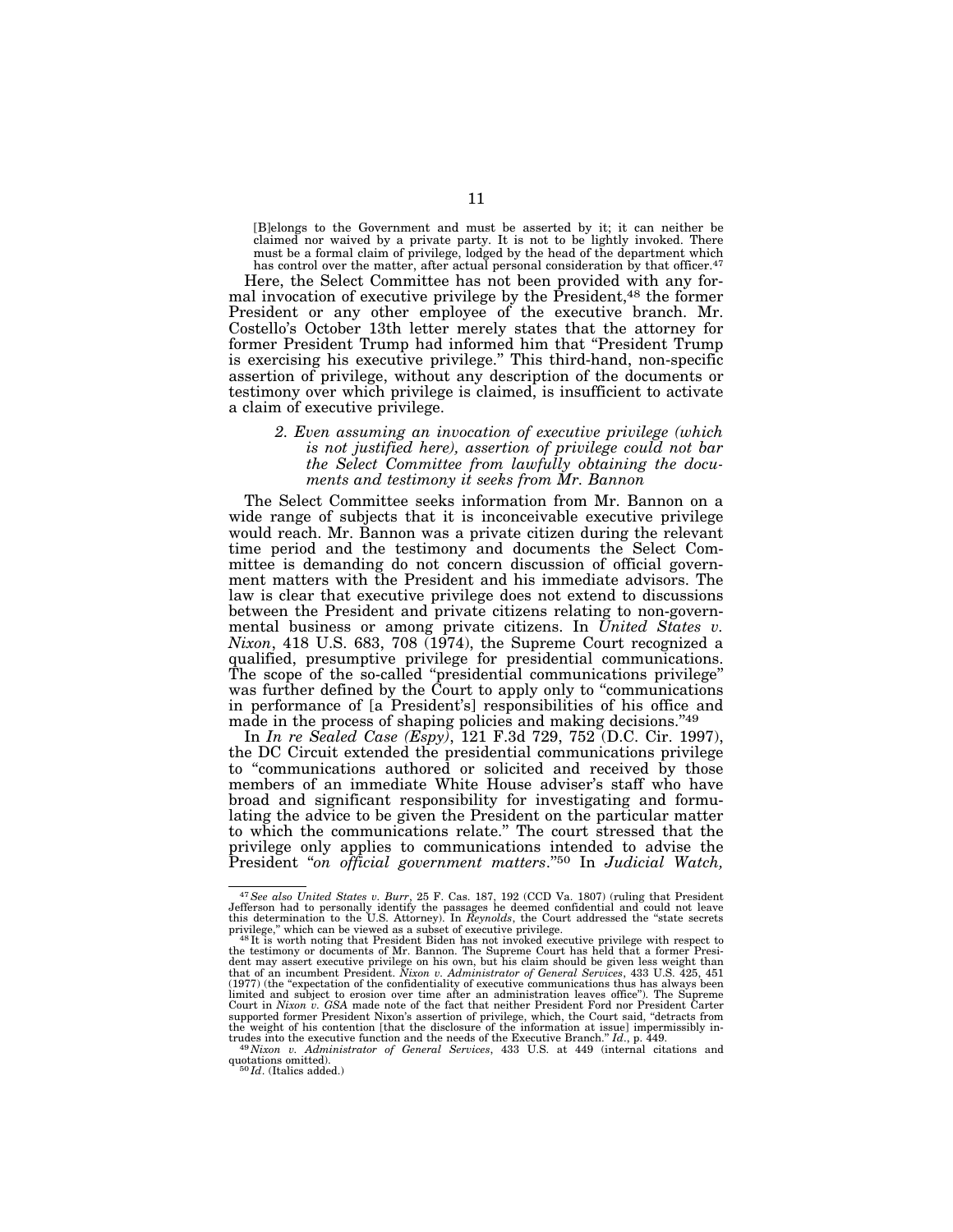> [B]elongs to the Government and must be asserted by it; it can neither be claimed nor waived by a private party. It is not to be lightly invoked. There must be a formal claim of privilege, lodged by the head of the department which has control over the matter, after actual personal consideration by that officer.[47]

Here, the Select Committee has not been provided with any formal invocation of executive privilege by the President,[48] the former President or any other employee of the executive branch. Mr. Costello's October 13th letter merely states that the attorney for former President Trump had informed him that "President Trump is exercising his executive privilege." This third-hand, non-specific assertion of privilege, without any description of the documents or testimony over which privilege is claimed, is insufficient to activate a claim of executive privilege.

### *2. Even assuming an invocation of executive privilege (which is not justified here), assertion of privilege could not bar the Select Committee from lawfully obtaining the documents and testimony it seeks from Mr. Bannon*

The Select Committee seeks information from Mr. Bannon on a wide range of subjects that it is inconceivable executive privilege would reach. Mr. Bannon was a private citizen during the relevant time period and the testimony and documents the Select Committee is demanding do not concern discussion of official government matters with the President and his immediate advisors. The law is clear that executive privilege does not extend to discussions between the President and private citizens relating to non-governmental business or among private citizens. In *United States v. Nixon*, 418 U.S. 683, 708 (1974), the Supreme Court recognized a qualified, presumptive privilege for presidential communications. The scope of the so-called "presidential communications privilege" was further defined by the Court to apply only to "communications in performance of [a President's] responsibilities of his office and made in the process of shaping policies and making decisions."[49]

In *In re Sealed Case (Espy)*, 121 F.3d 729, 752 (D.C. Cir. 1997), the DC Circuit extended the presidential communications privilege to "communications authored or solicited and received by those members of an immediate White House adviser's staff who have broad and significant responsibility for investigating and formulating the advice to be given the President on the particular matter to which the communications relate." The court stressed that the privilege only applies to communications intended to advise the President "*on official government matters*."[50] In *Judicial Watch,*

---

[47] *See also United States v. Burr*, 25 F. Cas. 187, 192 (CCD Va. 1807) (ruling that President Jefferson had to personally identify the passages he deemed confidential and could not leave this determination to the U.S. Attorney). In *Reynolds*, the Court addressed the "state secrets privilege," which can be viewed as a subset of executive privilege.

[48] It is worth noting that President Biden has not invoked executive privilege with respect to the testimony or documents of Mr. Bannon. The Supreme Court has held that a former President may assert executive privilege on his own, but his claim should be given less weight than that of an incumbent President. *Nixon v. Administrator of General Services*, 433 U.S. 425, 451 (1977) (the "expectation of the confidentiality of executive communications thus has always been limited and subject to erosion over time after an administration leaves office"). The Supreme Court in *Nixon v. GSA* made note of the fact that neither President Ford nor President Carter supported former President Nixon's assertion of privilege, which, the Court said, "detracts from the weight of his contention [that the disclosure of the information at issue] impermissibly intrudes into the executive function and the needs of the Executive Branch." *Id*., p. 449.

[49] *Nixon v. Administrator of General Services*, 433 U.S. at 449 (internal citations and quotations omitted).

[50] *Id*. (Italics added.)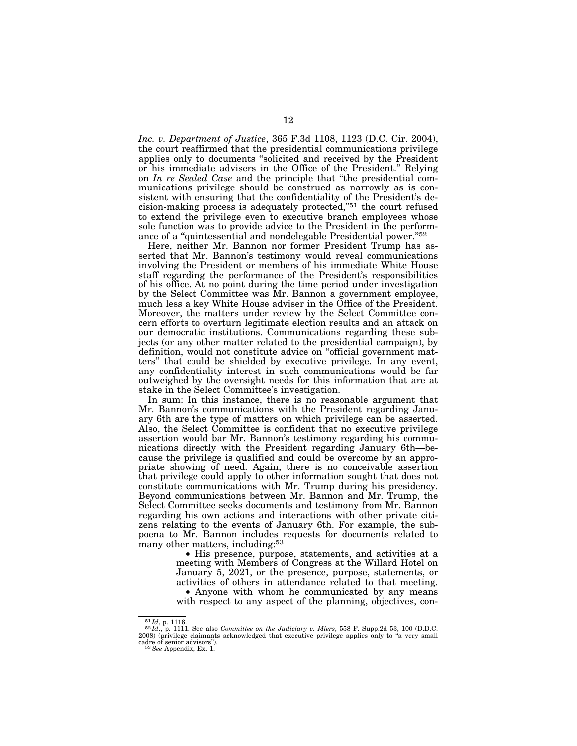*Inc. v. Department of Justice*, 365 F.3d 1108, 1123 (D.C. Cir. 2004), the court reaffirmed that the presidential communications privilege applies only to documents "solicited and received by the President or his immediate advisers in the Office of the President." Relying on *In re Sealed Case* and the principle that "the presidential communications privilege should be construed as narrowly as is consistent with ensuring that the confidentiality of the President's decision-making process is adequately protected,"[51] the court refused to extend the privilege even to executive branch employees whose sole function was to provide advice to the President in the performance of a "quintessential and nondelegable Presidential power."[52]

Here, neither Mr. Bannon nor former President Trump has asserted that Mr. Bannon's testimony would reveal communications involving the President or members of his immediate White House staff regarding the performance of the President's responsibilities of his office. At no point during the time period under investigation by the Select Committee was Mr. Bannon a government employee, much less a key White House adviser in the Office of the President. Moreover, the matters under review by the Select Committee concern efforts to overturn legitimate election results and an attack on our democratic institutions. Communications regarding these subjects (or any other matter related to the presidential campaign), by definition, would not constitute advice on "official government matters" that could be shielded by executive privilege. In any event, any confidentiality interest in such communications would be far outweighed by the oversight needs for this information that are at stake in the Select Committee's investigation.

In sum: In this instance, there is no reasonable argument that Mr. Bannon's communications with the President regarding January 6th are the type of matters on which privilege can be asserted. Also, the Select Committee is confident that no executive privilege assertion would bar Mr. Bannon's testimony regarding his communications directly with the President regarding January 6th—because the privilege is qualified and could be overcome by an appropriate showing of need. Again, there is no conceivable assertion that privilege could apply to other information sought that does not constitute communications with Mr. Trump during his presidency. Beyond communications between Mr. Bannon and Mr. Trump, the Select Committee seeks documents and testimony from Mr. Bannon regarding his own actions and interactions with other private citizens relating to the events of January 6th. For example, the subpoena to Mr. Bannon includes requests for documents related to many other matters, including:[53]

- His presence, purpose, statements, and activities at a meeting with Members of Congress at the Willard Hotel on January 5, 2021, or the presence, purpose, statements, or activities of others in attendance related to that meeting.
- Anyone with whom he communicated by any means with respect to any aspect of the planning, objectives, con-

---

[51] *Id*, p. 1116.

[52] *Id*., p. 1111. See also *Committee on the Judiciary v. Miers*, 558 F. Supp.2d 53, 100 (D.D.C. 2008) (privilege claimants acknowledged that executive privilege applies only to "a very small cadre of senior advisors").

[53] *See* Appendix, Ex. 1.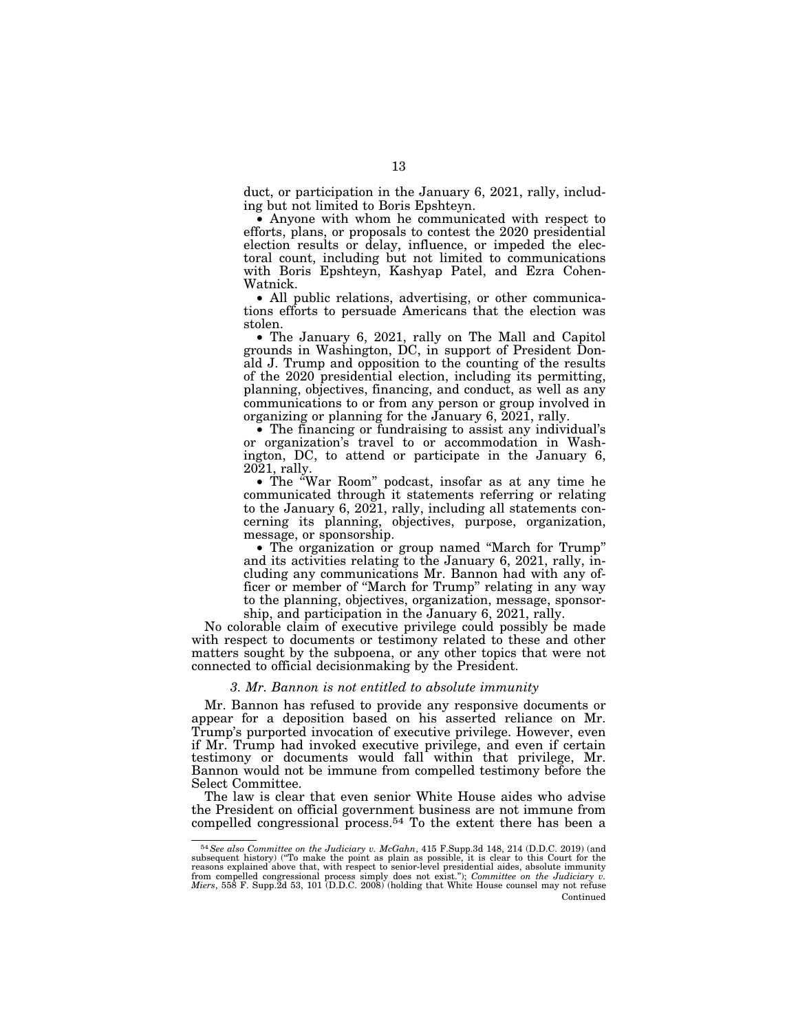duct, or participation in the January 6, 2021, rally, including but not limited to Boris Epshteyn.

- Anyone with whom he communicated with respect to efforts, plans, or proposals to contest the 2020 presidential election results or delay, influence, or impeded the electoral count, including but not limited to communications with Boris Epshteyn, Kashyap Patel, and Ezra Cohen-Watnick.
- All public relations, advertising, or other communications efforts to persuade Americans that the election was stolen.
- The January 6, 2021, rally on The Mall and Capitol grounds in Washington, DC, in support of President Donald J. Trump and opposition to the counting of the results of the 2020 presidential election, including its permitting, planning, objectives, financing, and conduct, as well as any communications to or from any person or group involved in organizing or planning for the January 6, 2021, rally.
- The financing or fundraising to assist any individual's or organization's travel to or accommodation in Washington, DC, to attend or participate in the January 6, 2021, rally.
- The "War Room" podcast, insofar as at any time he communicated through it statements referring or relating to the January 6, 2021, rally, including all statements concerning its planning, objectives, purpose, organization, message, or sponsorship.
- The organization or group named "March for Trump" and its activities relating to the January 6, 2021, rally, including any communications Mr. Bannon had with any officer or member of "March for Trump" relating in any way to the planning, objectives, organization, message, sponsorship, and participation in the January 6, 2021, rally.

No colorable claim of executive privilege could possibly be made with respect to documents or testimony related to these and other matters sought by the subpoena, or any other topics that were not connected to official decisionmaking by the President.

### *3. Mr. Bannon is not entitled to absolute immunity*

Mr. Bannon has refused to provide any responsive documents or appear for a deposition based on his asserted reliance on Mr. Trump's purported invocation of executive privilege. However, even if Mr. Trump had invoked executive privilege, and even if certain testimony or documents would fall within that privilege, Mr. Bannon would not be immune from compelled testimony before the Select Committee.

The law is clear that even senior White House aides who advise the President on official government business are not immune from compelled congressional process.[54] To the extent there has been a

[54] *See also Committee on the Judiciary v. McGahn*, 415 F.Supp.3d 148, 214 (D.D.C. 2019) (and subsequent history) ("To make the point as plain as possible, it is clear to this Court for the reasons explained above that, with respect to senior-level presidential aides, absolute immunity from compelled congressional process simply does not exist."); *Committee on the Judiciary v. Miers*, 558 F. Supp.2d 53, 101 (D.D.C. 2008) (holding that White House counsel may not refuse

Continued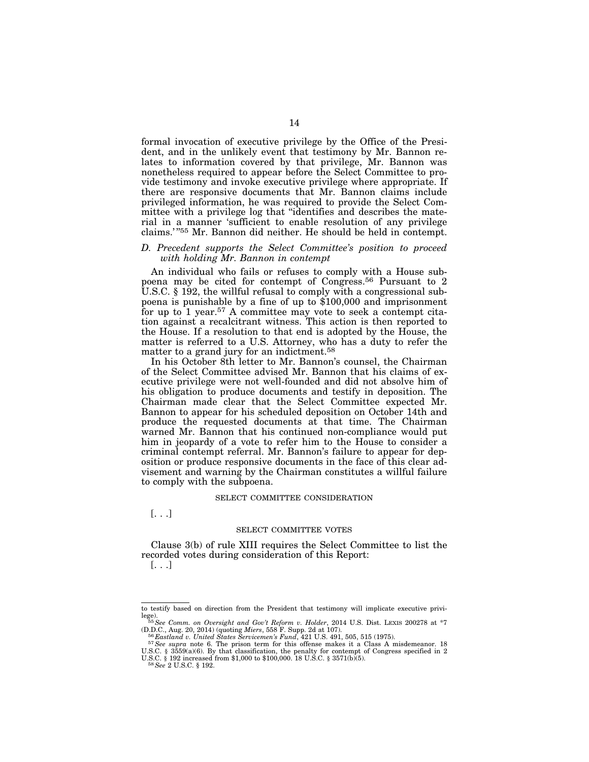formal invocation of executive privilege by the Office of the President, and in the unlikely event that testimony by Mr. Bannon relates to information covered by that privilege, Mr. Bannon was nonetheless required to appear before the Select Committee to provide testimony and invoke executive privilege where appropriate. If there are responsive documents that Mr. Bannon claims include privileged information, he was required to provide the Select Committee with a privilege log that "identifies and describes the material in a manner 'sufficient to enable resolution of any privilege claims.'"[55] Mr. Bannon did neither. He should be held in contempt.

### *D. Precedent supports the Select Committee's position to proceed with holding Mr. Bannon in contempt*

An individual who fails or refuses to comply with a House subpoena may be cited for contempt of Congress.[56] Pursuant to 2 U.S.C. § 192, the willful refusal to comply with a congressional subpoena is punishable by a fine of up to $100,000 and imprisonment for up to 1 year.[57] A committee may vote to seek a contempt citation against a recalcitrant witness. This action is then reported to the House. If a resolution to that end is adopted by the House, the matter is referred to a U.S. Attorney, who has a duty to refer the matter to a grand jury for an indictment.[58]

In his October 8th letter to Mr. Bannon's counsel, the Chairman of the Select Committee advised Mr. Bannon that his claims of executive privilege were not well-founded and did not absolve him of his obligation to produce documents and testify in deposition. The Chairman made clear that the Select Committee expected Mr. Bannon to appear for his scheduled deposition on October 14th and produce the requested documents at that time. The Chairman warned Mr. Bannon that his continued non-compliance would put him in jeopardy of a vote to refer him to the House to consider a criminal contempt referral. Mr. Bannon's failure to appear for deposition or produce responsive documents in the face of this clear advisement and warning by the Chairman constitutes a willful failure to comply with the subpoena.

## SELECT COMMITTEE CONSIDERATION

[. . .]

## SELECT COMMITTEE VOTES

Clause 3(b) of rule XIII requires the Select Committee to list the recorded votes during consideration of this Report:

[. . .]

---

to testify based on direction from the President that testimony will implicate executive privilege).

[55] *See Comm. on Oversight and Gov't Reform v. Holder*, 2014 U.S. Dist. LEXIS 200278 at *7 (D.D.C., Aug. 20, 2014) (quoting *Miers*, 558 F. Supp. 2d at 107).

[56] *Eastland v. United States Servicemen's Fund*, 421 U.S. 491, 505, 515 (1975).

[57] *See supra* note 6. The prison term for this offense makes it a Class A misdemeanor. 18 U.S.C. § 3559(a)(6). By that classification, the penalty for contempt of Congress specified in 2 U.S.C. § 192 increased from $1,000 to $100,000. 18 U.S.C. § 3571(b)(5).

[58] *See* 2 U.S.C. § 192.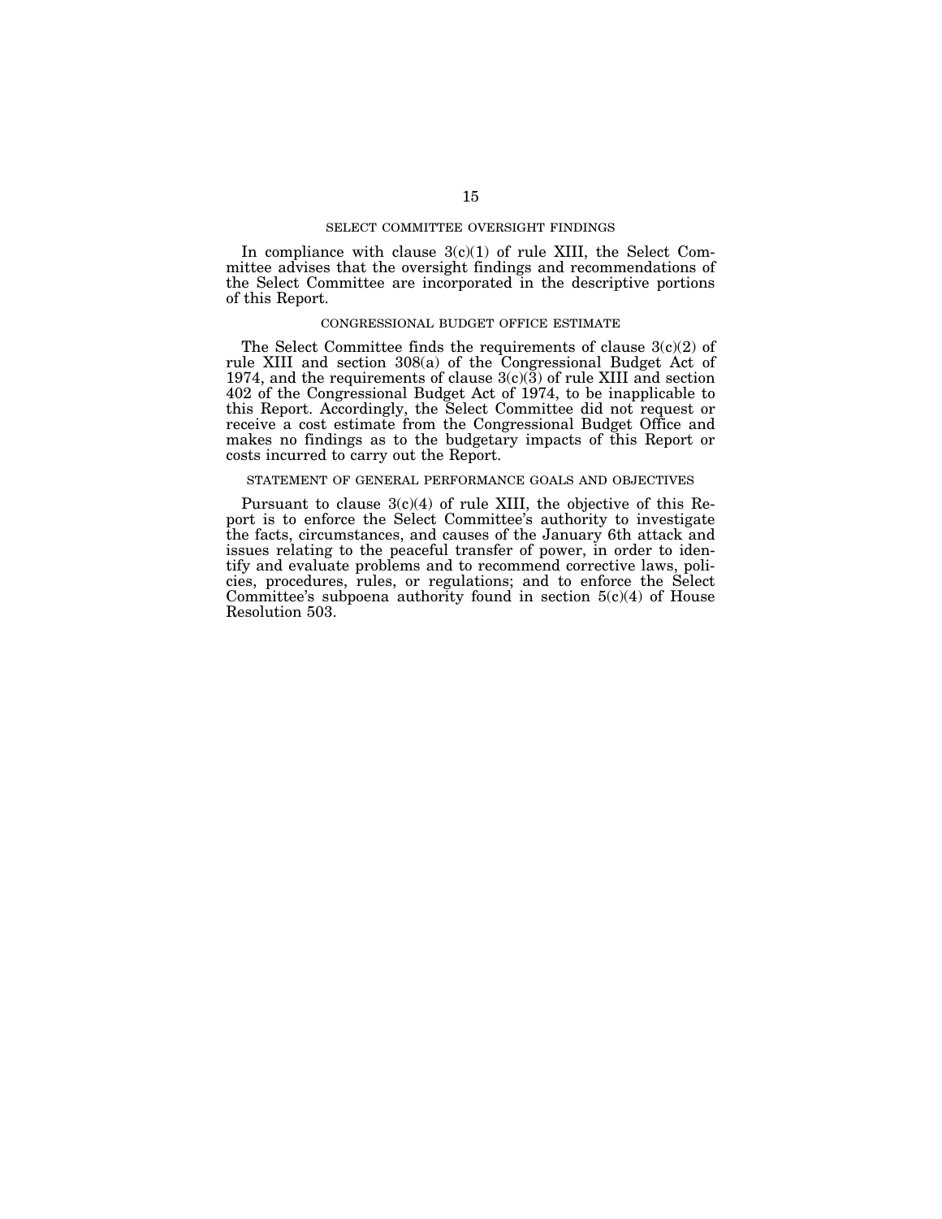## SELECT COMMITTEE OVERSIGHT FINDINGS

In compliance with clause 3(c)(1) of rule XIII, the Select Committee advises that the oversight findings and recommendations of the Select Committee are incorporated in the descriptive portions of this Report.

## CONGRESSIONAL BUDGET OFFICE ESTIMATE

The Select Committee finds the requirements of clause 3(c)(2) of rule XIII and section 308(a) of the Congressional Budget Act of 1974, and the requirements of clause 3(c)(3) of rule XIII and section 402 of the Congressional Budget Act of 1974, to be inapplicable to this Report. Accordingly, the Select Committee did not request or receive a cost estimate from the Congressional Budget Office and makes no findings as to the budgetary impacts of this Report or costs incurred to carry out the Report.

## STATEMENT OF GENERAL PERFORMANCE GOALS AND OBJECTIVES

Pursuant to clause 3(c)(4) of rule XIII, the objective of this Report is to enforce the Select Committee's authority to investigate the facts, circumstances, and causes of the January 6th attack and issues relating to the peaceful transfer of power, in order to identify and evaluate problems and to recommend corrective laws, policies, procedures, rules, or regulations; and to enforce the Select Committee's subpoena authority found in section 5(c)(4) of House Resolution 503.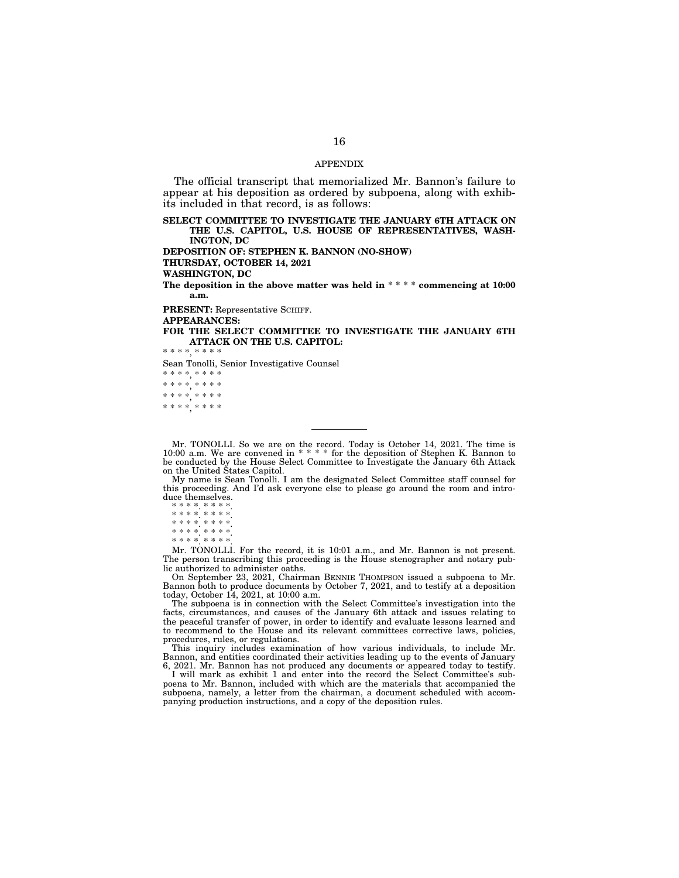## APPENDIX

The official transcript that memorialized Mr. Bannon's failure to appear at his deposition as ordered by subpoena, along with exhibits included in that record, is as follows:

**SELECT COMMITTEE TO INVESTIGATE THE JANUARY 6TH ATTACK ON THE U.S. CAPITOL, U.S. HOUSE OF REPRESENTATIVES, WASHINGTON, DC**

**DEPOSITION OF: STEPHEN K. BANNON (NO-SHOW)**

**THURSDAY, OCTOBER 14, 2021**

**WASHINGTON, DC**

**The deposition in the above matter was held in * * * * commencing at 10:00 a.m.**

**PRESENT:** Representative SCHIFF.

**APPEARANCES:**

**FOR THE SELECT COMMITTEE TO INVESTIGATE THE JANUARY 6TH ATTACK ON THE U.S. CAPITOL:**

* * * *, * * * *

Sean Tonolli, Senior Investigative Counsel

* * * *, * * * *

* * * *, * * * *

* * * *, * * * *

* * * *, * * * *

---

Mr. TONOLLI. So we are on the record. Today is October 14, 2021. The time is 10:00 a.m. We are convened in * * * * for the deposition of Stephen K. Bannon to be conducted by the House Select Committee to Investigate the January 6th Attack on the United States Capitol.

My name is Sean Tonolli. I am the designated Select Committee staff counsel for this proceeding. And I'd ask everyone else to please go around the room and introduce themselves.

* * * *. * * * *.

* * * *. * * * *.

* * * *. * * * *.

* * * *. * * * *.

* * * *. * * * *.

Mr. TONOLLI. For the record, it is 10:01 a.m., and Mr. Bannon is not present. The person transcribing this proceeding is the House stenographer and notary public authorized to administer oaths.

On September 23, 2021, Chairman BENNIE THOMPSON issued a subpoena to Mr. Bannon both to produce documents by October 7, 2021, and to testify at a deposition today, October 14, 2021, at 10:00 a.m.

The subpoena is in connection with the Select Committee's investigation into the facts, circumstances, and causes of the January 6th attack and issues relating to the peaceful transfer of power, in order to identify and evaluate lessons learned and to recommend to the House and its relevant committees corrective laws, policies, procedures, rules, or regulations.

This inquiry includes examination of how various individuals, to include Mr. Bannon, and entities coordinated their activities leading up to the events of January 6, 2021. Mr. Bannon has not produced any documents or appeared today to testify.

I will mark as exhibit 1 and enter into the record the Select Committee's subpoena to Mr. Bannon, included with which are the materials that accompanied the subpoena, namely, a letter from the chairman, a document scheduled with accompanying production instructions, and a copy of the deposition rules.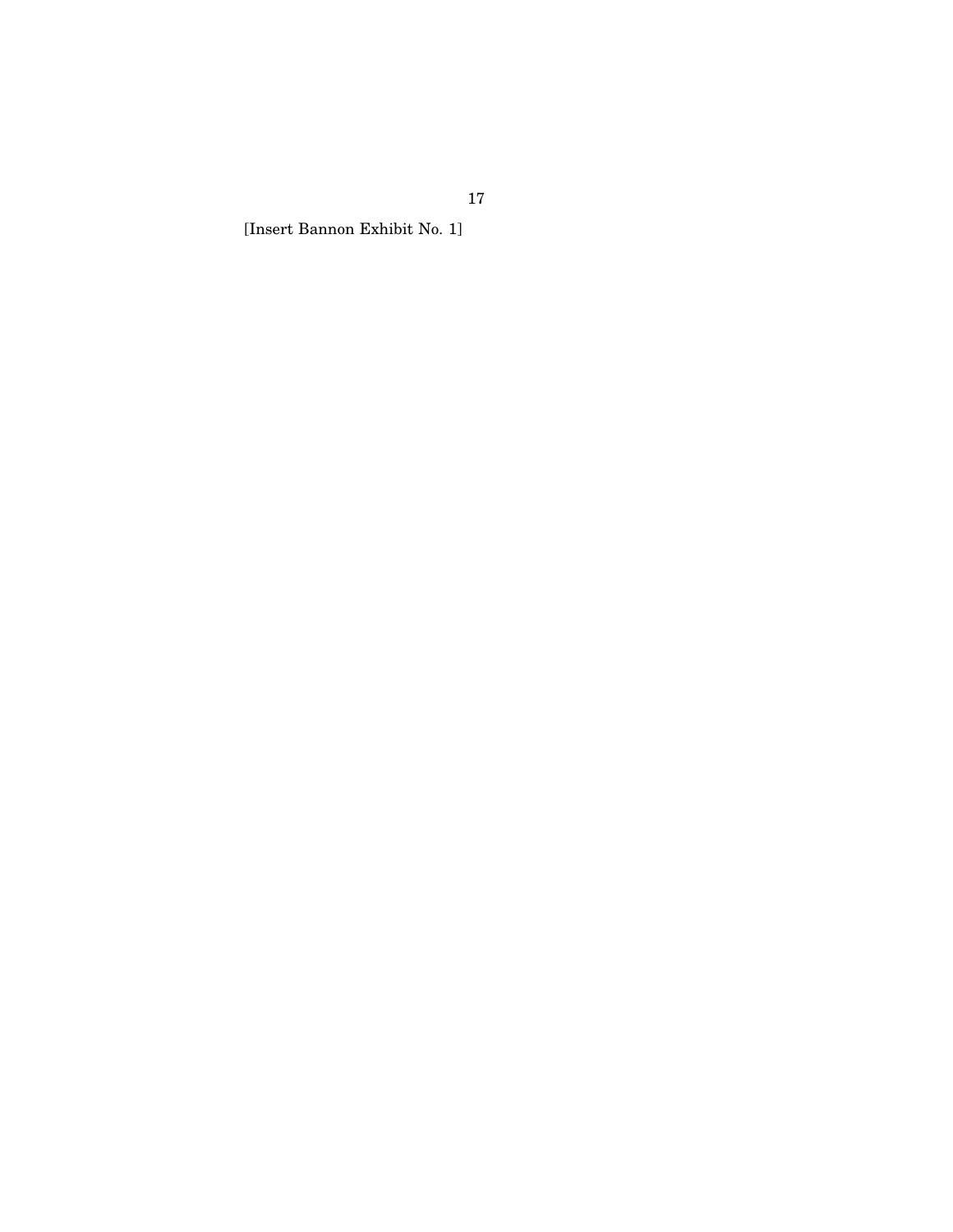[Insert Bannon Exhibit No. 1]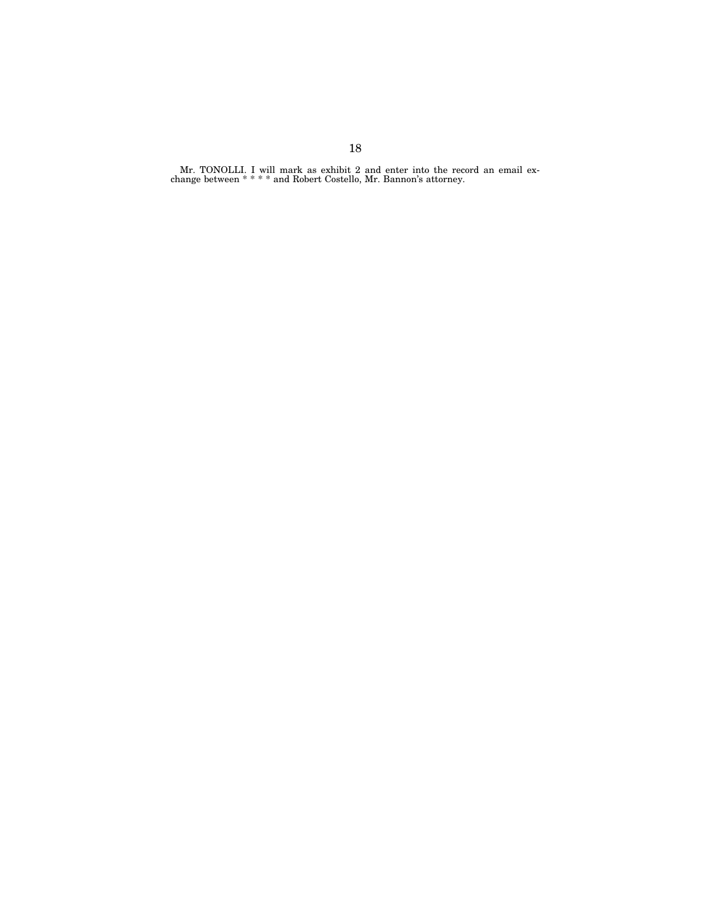Mr. TONOLLI. I will mark as exhibit 2 and enter into the record an email exchange between * * * * and Robert Costello, Mr. Bannon's attorney.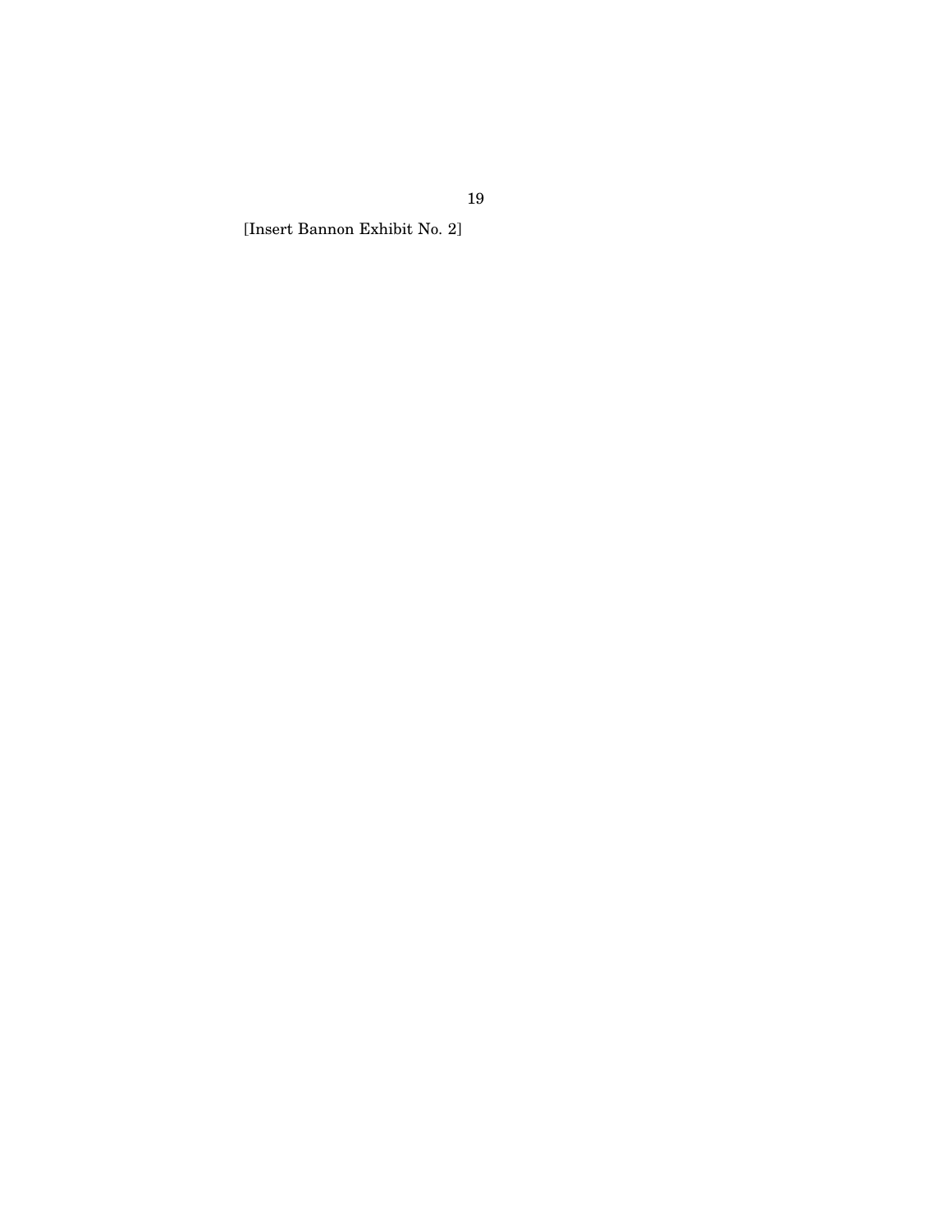[Insert Bannon Exhibit No. 2]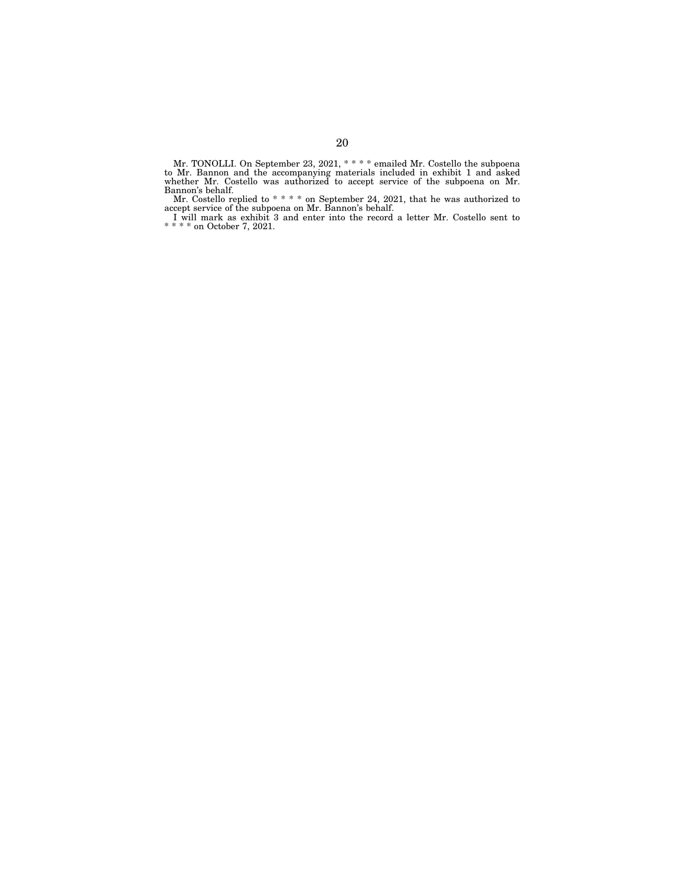Mr. TONOLLI. On September 23, 2021, * * * * emailed Mr. Costello the subpoena to Mr. Bannon and the accompanying materials included in exhibit 1 and asked whether Mr. Costello was authorized to accept service of the subpoena on Mr. Bannon's behalf.

Mr. Costello replied to * * * * on September 24, 2021, that he was authorized to accept service of the subpoena on Mr. Bannon's behalf.

I will mark as exhibit 3 and enter into the record a letter Mr. Costello sent to * * * * on October 7, 2021.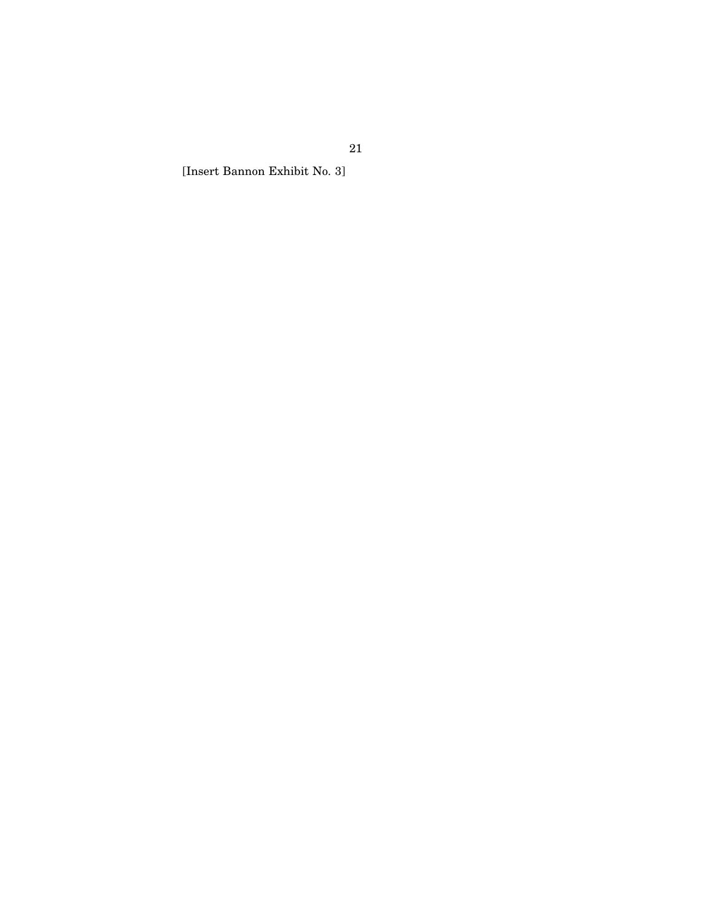[Insert Bannon Exhibit No. 3]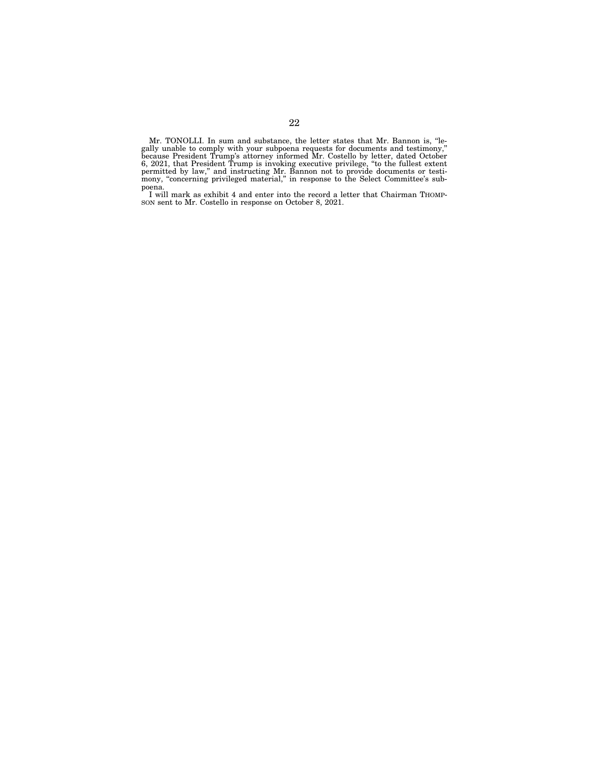Mr. TONOLLI. In sum and substance, the letter states that Mr. Bannon is, "legally unable to comply with your subpoena requests for documents and testimony," because President Trump's attorney informed Mr. Costello by letter, dated October 6, 2021, that President Trump is invoking executive privilege, "to the fullest extent permitted by law," and instructing Mr. Bannon not to provide documents or testimony, "concerning privileged material," in response to the Select Committee's subpoena.

I will mark as exhibit 4 and enter into the record a letter that Chairman THOMPSON sent to Mr. Costello in response on October 8, 2021.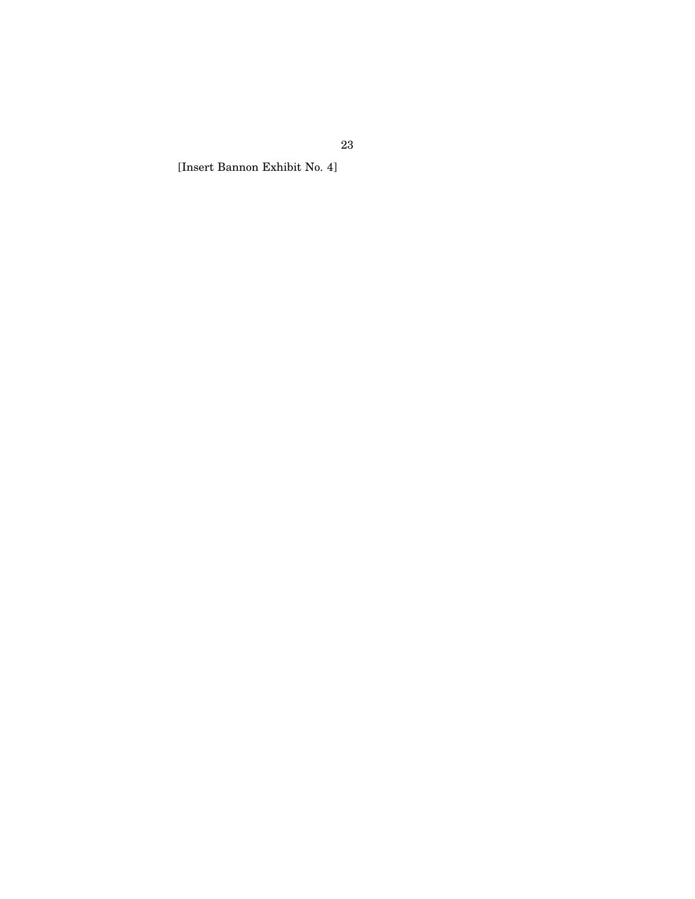[Insert Bannon Exhibit No. 4]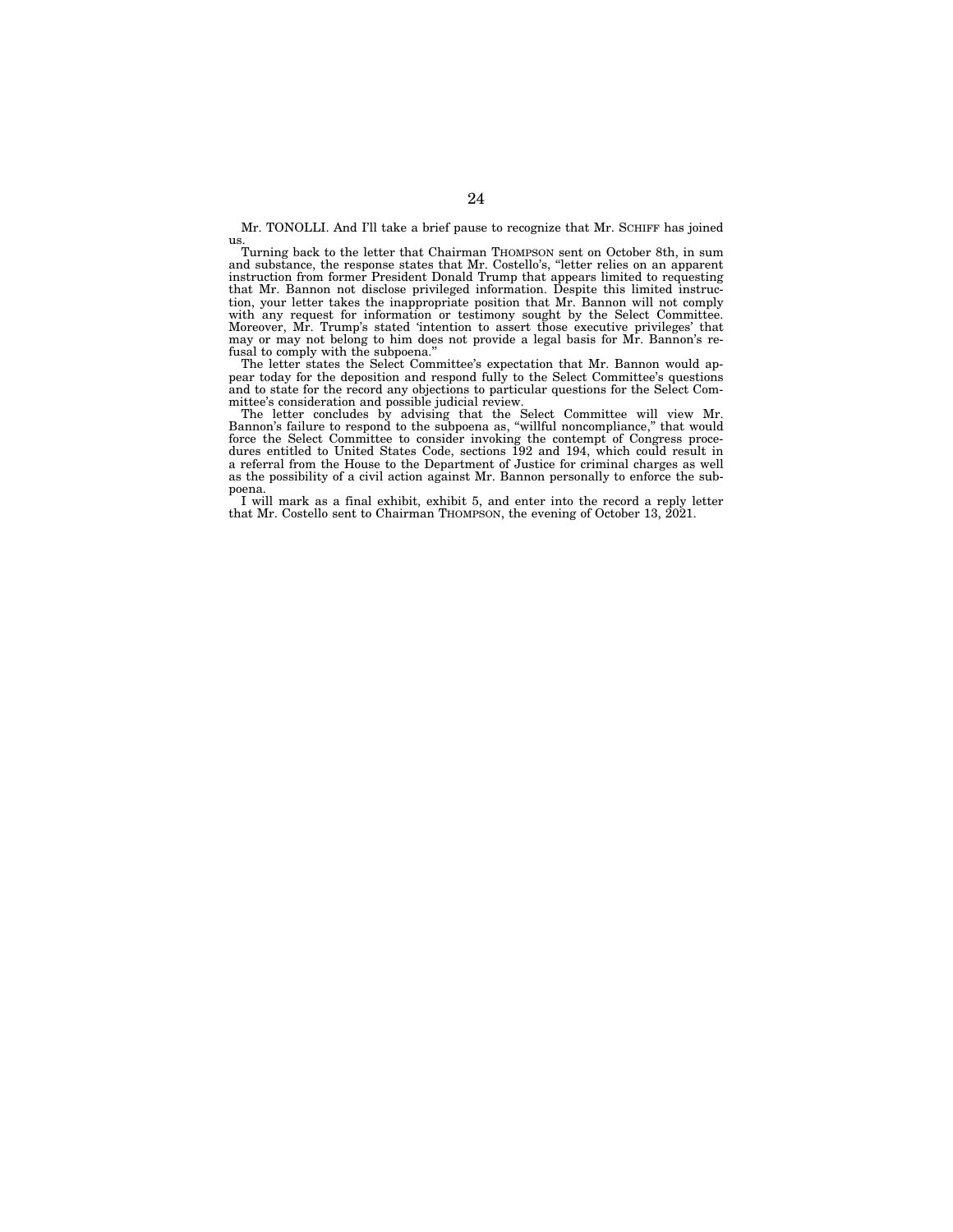Mr. TONOLLI. And I'll take a brief pause to recognize that Mr. SCHIFF has joined us.

Turning back to the letter that Chairman THOMPSON sent on October 8th, in sum and substance, the response states that Mr. Costello's, "letter relies on an apparent instruction from former President Donald Trump that appears limited to requesting that Mr. Bannon not disclose privileged information. Despite this limited instruction, your letter takes the inappropriate position that Mr. Bannon will not comply with any request for information or testimony sought by the Select Committee. Moreover, Mr. Trump's stated 'intention to assert those executive privileges' that may or may not belong to him does not provide a legal basis for Mr. Bannon's refusal to comply with the subpoena."

The letter states the Select Committee's expectation that Mr. Bannon would appear today for the deposition and respond fully to the Select Committee's questions and to state for the record any objections to particular questions for the Select Committee's consideration and possible judicial review.

The letter concludes by advising that the Select Committee will view Mr. Bannon's failure to respond to the subpoena as, "willful noncompliance," that would force the Select Committee to consider invoking the contempt of Congress procedures entitled to United States Code, sections 192 and 194, which could result in a referral from the House to the Department of Justice for criminal charges as well as the possibility of a civil action against Mr. Bannon personally to enforce the subpoena.

I will mark as a final exhibit, exhibit 5, and enter into the record a reply letter that Mr. Costello sent to Chairman THOMPSON, the evening of October 13, 2021.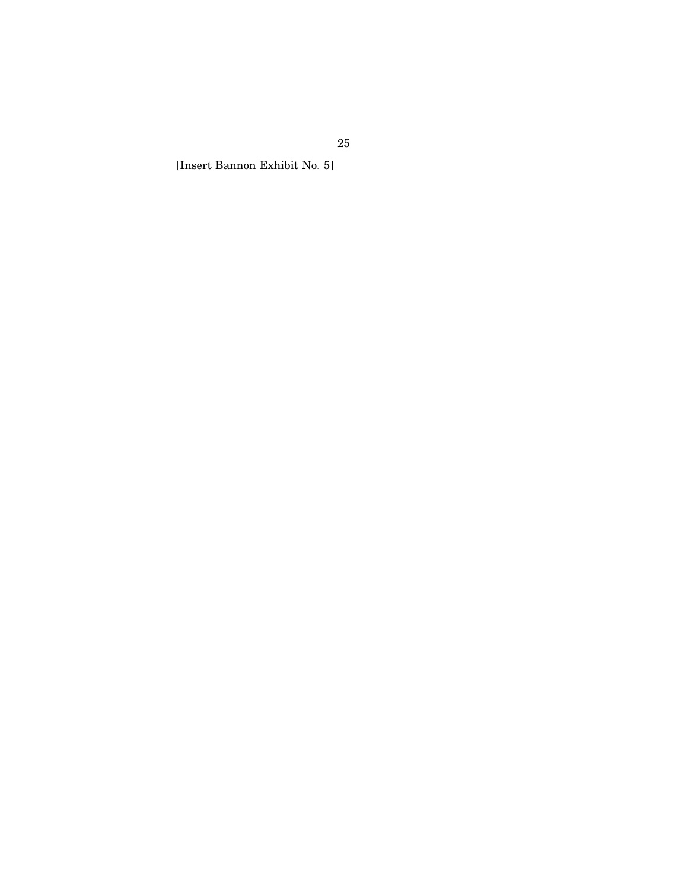[Insert Bannon Exhibit No. 5]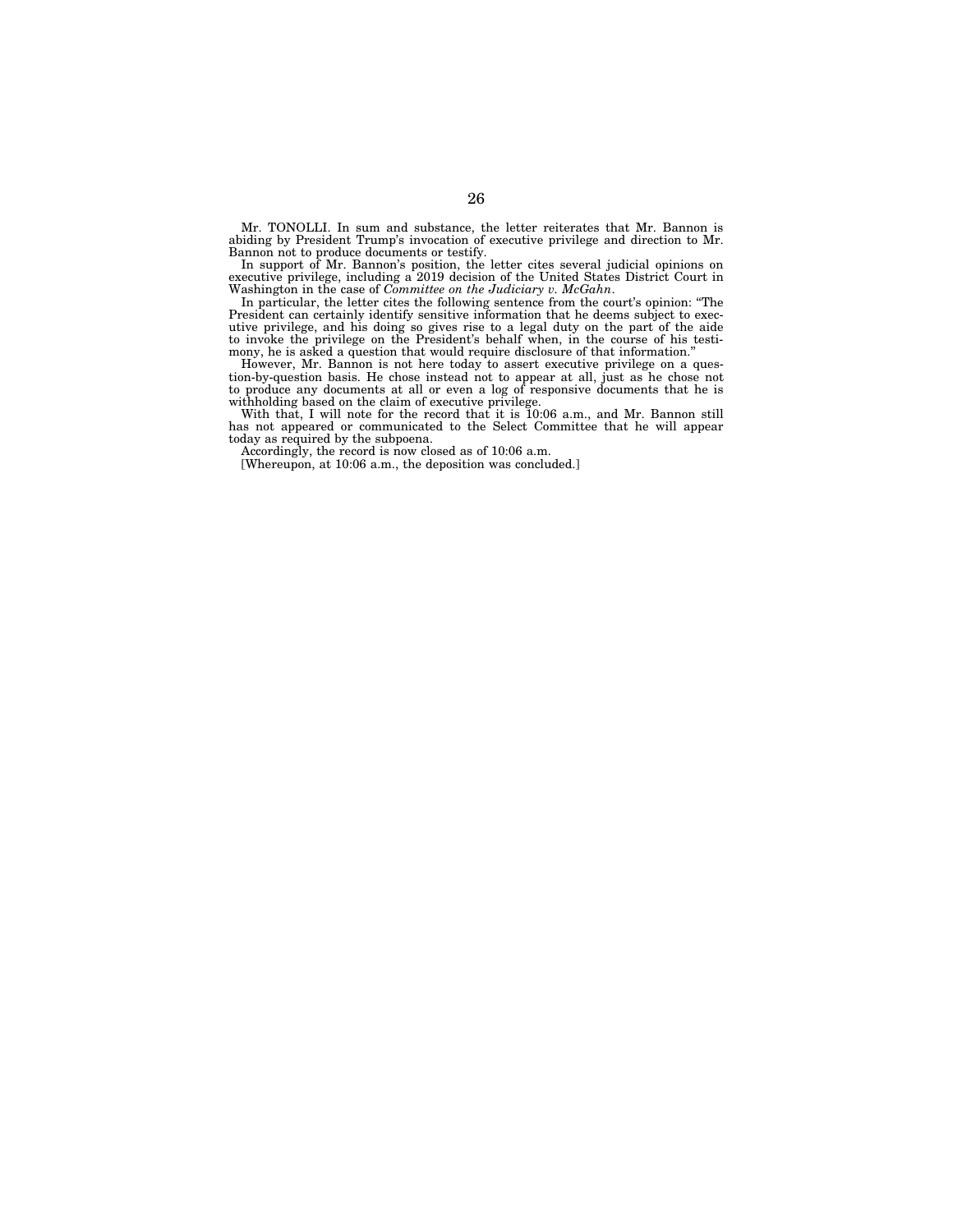Mr. TONOLLI. In sum and substance, the letter reiterates that Mr. Bannon is abiding by President Trump's invocation of executive privilege and direction to Mr. Bannon not to produce documents or testify.

In support of Mr. Bannon's position, the letter cites several judicial opinions on executive privilege, including a 2019 decision of the United States District Court in Washington in the case of *Committee on the Judiciary v. McGahn*.

In particular, the letter cites the following sentence from the court's opinion: "The President can certainly identify sensitive information that he deems subject to executive privilege, and his doing so gives rise to a legal duty on the part of the aide to invoke the privilege on the President's behalf when, in the course of his testimony, he is asked a question that would require disclosure of that information."

However, Mr. Bannon is not here today to assert executive privilege on a question-by-question basis. He chose instead not to appear at all, just as he chose not to produce any documents at all or even a log of responsive documents that he is withholding based on the claim of executive privilege.

With that, I will note for the record that it is 10:06 a.m., and Mr. Bannon still has not appeared or communicated to the Select Committee that he will appear today as required by the subpoena.

Accordingly, the record is now closed as of 10:06 a.m.

[Whereupon, at 10:06 a.m., the deposition was concluded.]